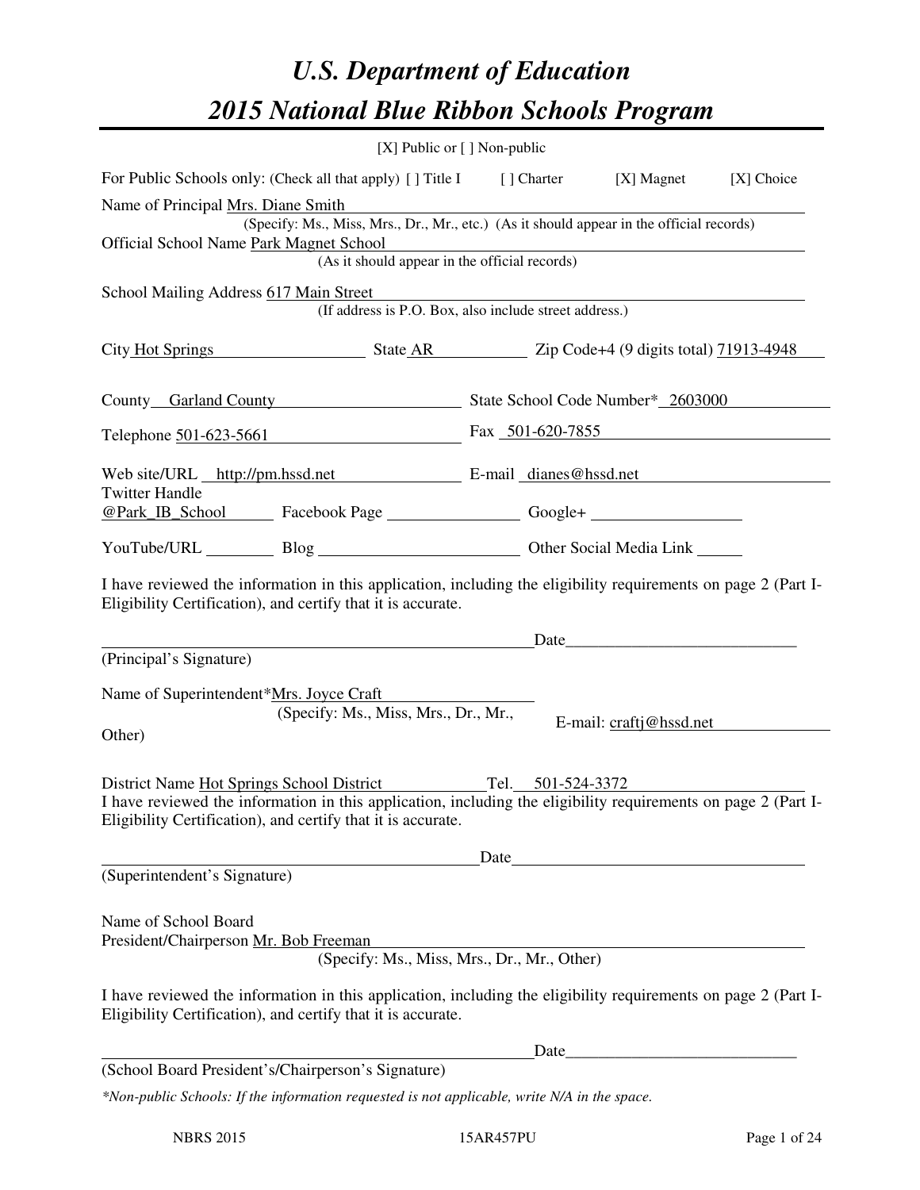# U.S. Department of Education

# 2015 National Blue Ribbon Schools Program

[X] Public or [ ] Non-public

For Public Schools only: (Check all that apply) [ ] Title I [ ] Charter [X] Magnet [X] Choice

Name of Principal Mrs. Diane Smith
(Specify: Ms., Miss, Mrs., Dr., Mr., etc.) (As it should appear in the official records)

Official School Name Park Magnet School
(As it should appear in the official records)

School Mailing Address 617 Main Street
(If address is P.O. Box, also include street address.)

City Hot Springs State AR Zip Code+4 (9 digits total) 71913-4948

County Garland County State School Code Number* 2603000

Telephone 501-623-5661 Fax 501-620-7855

Web site/URL http://pm.hssd.net E-mail dianes@hssd.net

Twitter Handle @Park_IB_School Facebook Page ________ Google+ ________

YouTube/URL ________ Blog ________ Other Social Media Link ________

I have reviewed the information in this application, including the eligibility requirements on page 2 (Part I-Eligibility Certification), and certify that it is accurate.

________________________________ Date________________
(Principal's Signature)

Name of Superintendent*Mrs. Joyce Craft
(Specify: Ms., Miss, Mrs., Dr., Mr., Other)
E-mail: craftj@hssd.net

District Name Hot Springs School District Tel. 501-524-3372

I have reviewed the information in this application, including the eligibility requirements on page 2 (Part I-Eligibility Certification), and certify that it is accurate.

________________________________ Date________________
(Superintendent's Signature)

Name of School Board
President/Chairperson Mr. Bob Freeman
(Specify: Ms., Miss, Mrs., Dr., Mr., Other)

I have reviewed the information in this application, including the eligibility requirements on page 2 (Part I-Eligibility Certification), and certify that it is accurate.

________________________________ Date________________
(School Board President's/Chairperson's Signature)

*\*Non-public Schools: If the information requested is not applicable, write N/A in the space.*

NBRS 2015 15AR457PU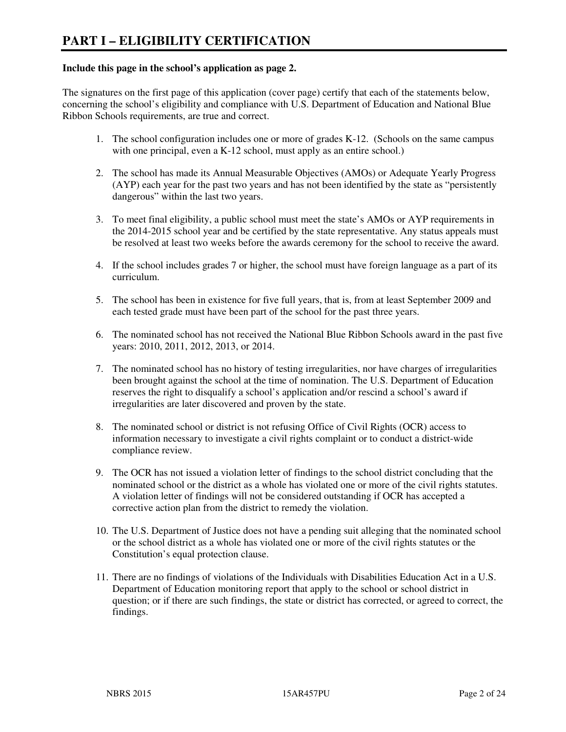# PART I – ELIGIBILITY CERTIFICATION

**Include this page in the school's application as page 2.**

The signatures on the first page of this application (cover page) certify that each of the statements below, concerning the school's eligibility and compliance with U.S. Department of Education and National Blue Ribbon Schools requirements, are true and correct.

1. The school configuration includes one or more of grades K-12. (Schools on the same campus with one principal, even a K-12 school, must apply as an entire school.)

2. The school has made its Annual Measurable Objectives (AMOs) or Adequate Yearly Progress (AYP) each year for the past two years and has not been identified by the state as "persistently dangerous" within the last two years.

3. To meet final eligibility, a public school must meet the state's AMOs or AYP requirements in the 2014-2015 school year and be certified by the state representative. Any status appeals must be resolved at least two weeks before the awards ceremony for the school to receive the award.

4. If the school includes grades 7 or higher, the school must have foreign language as a part of its curriculum.

5. The school has been in existence for five full years, that is, from at least September 2009 and each tested grade must have been part of the school for the past three years.

6. The nominated school has not received the National Blue Ribbon Schools award in the past five years: 2010, 2011, 2012, 2013, or 2014.

7. The nominated school has no history of testing irregularities, nor have charges of irregularities been brought against the school at the time of nomination. The U.S. Department of Education reserves the right to disqualify a school's application and/or rescind a school's award if irregularities are later discovered and proven by the state.

8. The nominated school or district is not refusing Office of Civil Rights (OCR) access to information necessary to investigate a civil rights complaint or to conduct a district-wide compliance review.

9. The OCR has not issued a violation letter of findings to the school district concluding that the nominated school or the district as a whole has violated one or more of the civil rights statutes. A violation letter of findings will not be considered outstanding if OCR has accepted a corrective action plan from the district to remedy the violation.

10. The U.S. Department of Justice does not have a pending suit alleging that the nominated school or the school district as a whole has violated one or more of the civil rights statutes or the Constitution's equal protection clause.

11. There are no findings of violations of the Individuals with Disabilities Education Act in a U.S. Department of Education monitoring report that apply to the school or school district in question; or if there are such findings, the state or district has corrected, or agreed to correct, the findings.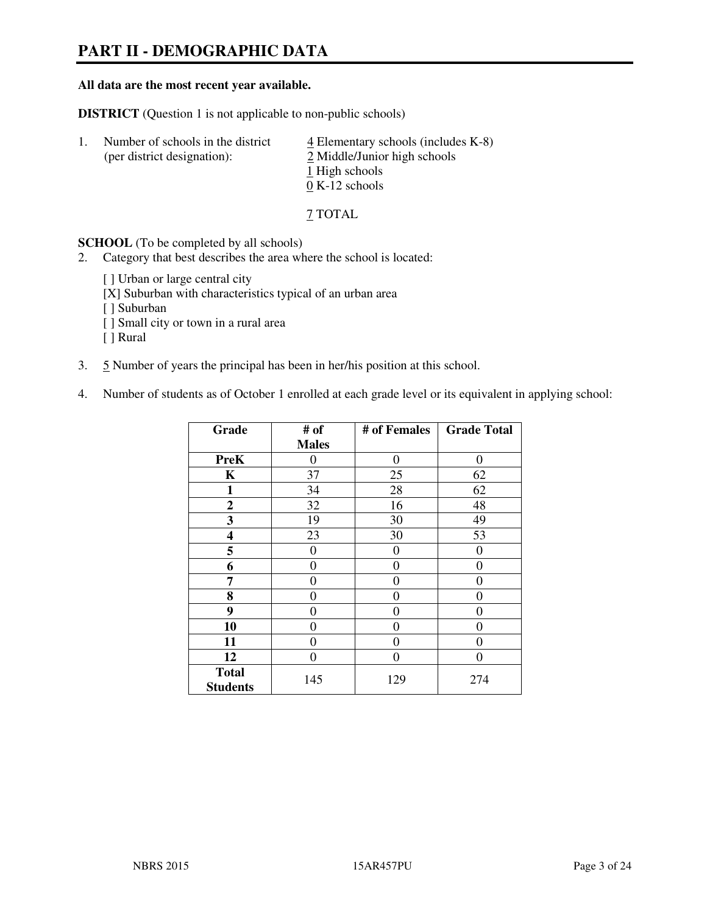# PART II - DEMOGRAPHIC DATA

**All data are the most recent year available.**

**DISTRICT** (Question 1 is not applicable to non-public schools)

1. Number of schools in the district (per district designation):
   - 4 Elementary schools (includes K-8)
   - 2 Middle/Junior high schools
   - 1 High schools
   - 0 K-12 schools

   7 TOTAL

**SCHOOL** (To be completed by all schools)

2. Category that best describes the area where the school is located:

   [ ] Urban or large central city
   [X] Suburban with characteristics typical of an urban area
   [ ] Suburban
   [ ] Small city or town in a rural area
   [ ] Rural

3. 5 Number of years the principal has been in her/his position at this school.

4. Number of students as of October 1 enrolled at each grade level or its equivalent in applying school:

| Grade | # of Males | # of Females | Grade Total |
|---|---|---|---|
| **PreK** | 0 | 0 | 0 |
| **K** | 37 | 25 | 62 |
| **1** | 34 | 28 | 62 |
| **2** | 32 | 16 | 48 |
| **3** | 19 | 30 | 49 |
| **4** | 23 | 30 | 53 |
| **5** | 0 | 0 | 0 |
| **6** | 0 | 0 | 0 |
| **7** | 0 | 0 | 0 |
| **8** | 0 | 0 | 0 |
| **9** | 0 | 0 | 0 |
| **10** | 0 | 0 | 0 |
| **11** | 0 | 0 | 0 |
| **12** | 0 | 0 | 0 |
| **Total Students** | 145 | 129 | 274 |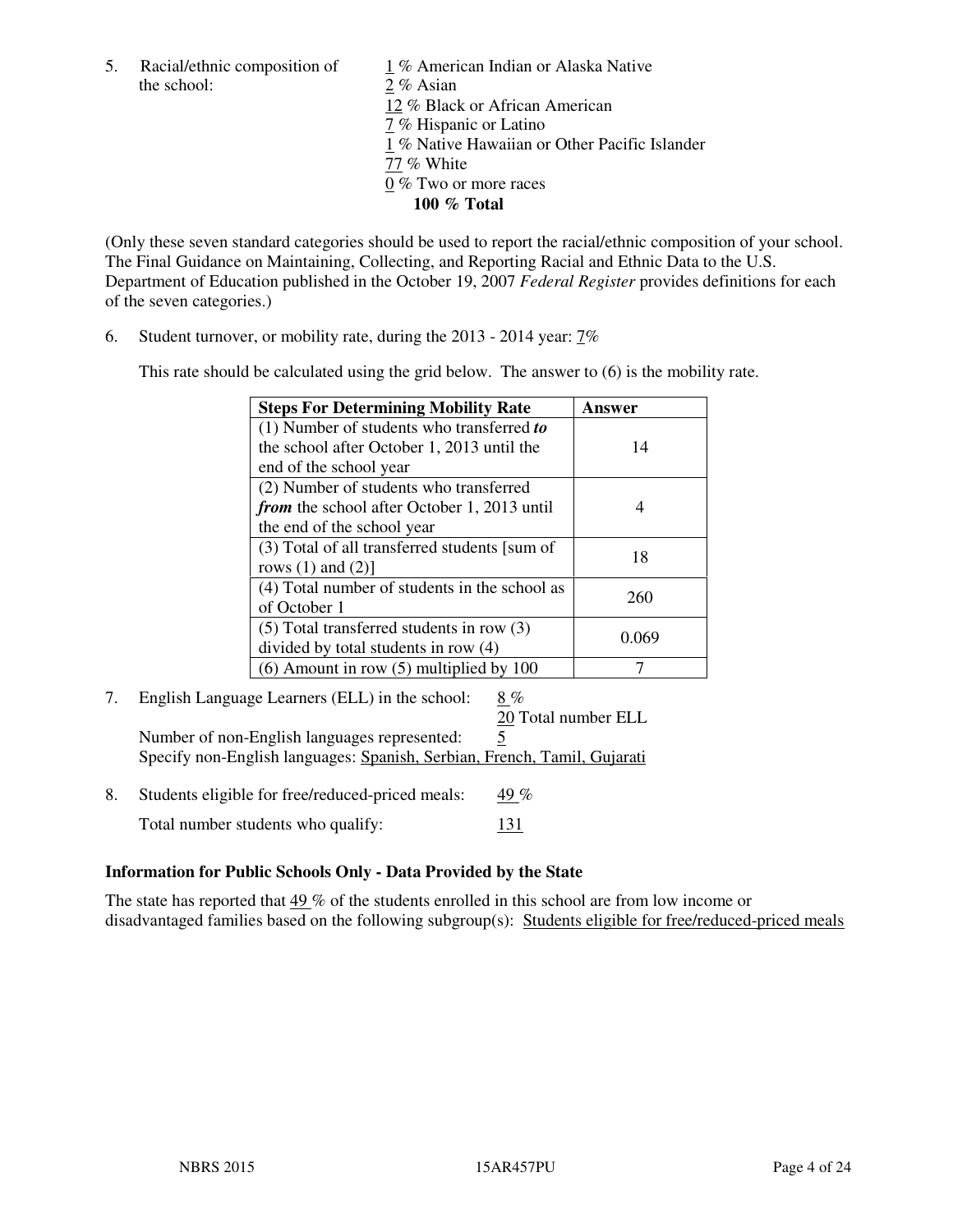5. Racial/ethnic composition of the school:

1 % American Indian or Alaska Native
2 % Asian
12 % Black or African American
7 % Hispanic or Latino
1 % Native Hawaiian or Other Pacific Islander
77 % White
0 % Two or more races
**100 % Total**

(Only these seven standard categories should be used to report the racial/ethnic composition of your school. The Final Guidance on Maintaining, Collecting, and Reporting Racial and Ethnic Data to the U.S. Department of Education published in the October 19, 2007 *Federal Register* provides definitions for each of the seven categories.)

6. Student turnover, or mobility rate, during the 2013 - 2014 year: 7%

This rate should be calculated using the grid below. The answer to (6) is the mobility rate.

| **Steps For Determining Mobility Rate** | **Answer** |
|---|---|
| (1) Number of students who transferred ***to*** the school after October 1, 2013 until the end of the school year | 14 |
| (2) Number of students who transferred ***from*** the school after October 1, 2013 until the end of the school year | 4 |
| (3) Total of all transferred students [sum of rows (1) and (2)] | 18 |
| (4) Total number of students in the school as of October 1 | 260 |
| (5) Total transferred students in row (3) divided by total students in row (4) | 0.069 |
| (6) Amount in row (5) multiplied by 100 | 7 |

7. English Language Learners (ELL) in the school: 8 %
20 Total number ELL
Number of non-English languages represented: 5
Specify non-English languages: Spanish, Serbian, French, Tamil, Gujarati

8. Students eligible for free/reduced-priced meals: 49 %
Total number students who qualify: 131

**Information for Public Schools Only - Data Provided by the State**

The state has reported that 49 % of the students enrolled in this school are from low income or disadvantaged families based on the following subgroup(s): Students eligible for free/reduced-priced meals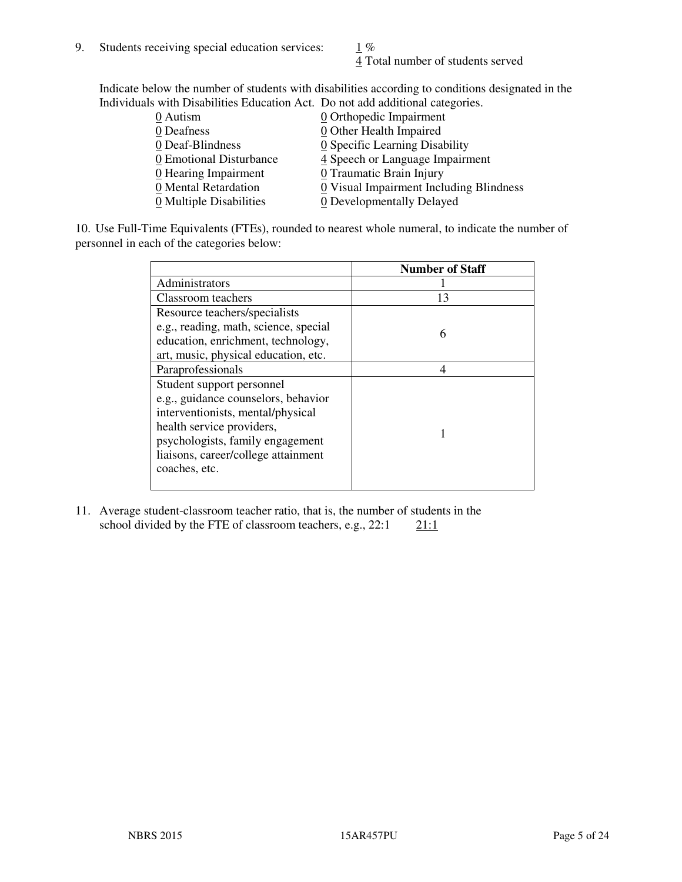9. Students receiving special education services: 1 %
   4 Total number of students served

Indicate below the number of students with disabilities according to conditions designated in the Individuals with Disabilities Education Act. Do not add additional categories.

| | |
|---|---|
| 0 Autism | 0 Orthopedic Impairment |
| 0 Deafness | 0 Other Health Impaired |
| 0 Deaf-Blindness | 0 Specific Learning Disability |
| 0 Emotional Disturbance | 4 Speech or Language Impairment |
| 0 Hearing Impairment | 0 Traumatic Brain Injury |
| 0 Mental Retardation | 0 Visual Impairment Including Blindness |
| 0 Multiple Disabilities | 0 Developmentally Delayed |

10. Use Full-Time Equivalents (FTEs), rounded to nearest whole numeral, to indicate the number of personnel in each of the categories below:

| | **Number of Staff** |
|---|---|
| Administrators | 1 |
| Classroom teachers | 13 |
| Resource teachers/specialists e.g., reading, math, science, special education, enrichment, technology, art, music, physical education, etc. | 6 |
| Paraprofessionals | 4 |
| Student support personnel e.g., guidance counselors, behavior interventionists, mental/physical health service providers, psychologists, family engagement liaisons, career/college attainment coaches, etc. | 1 |

11. Average student-classroom teacher ratio, that is, the number of students in the school divided by the FTE of classroom teachers, e.g., 22:1 21:1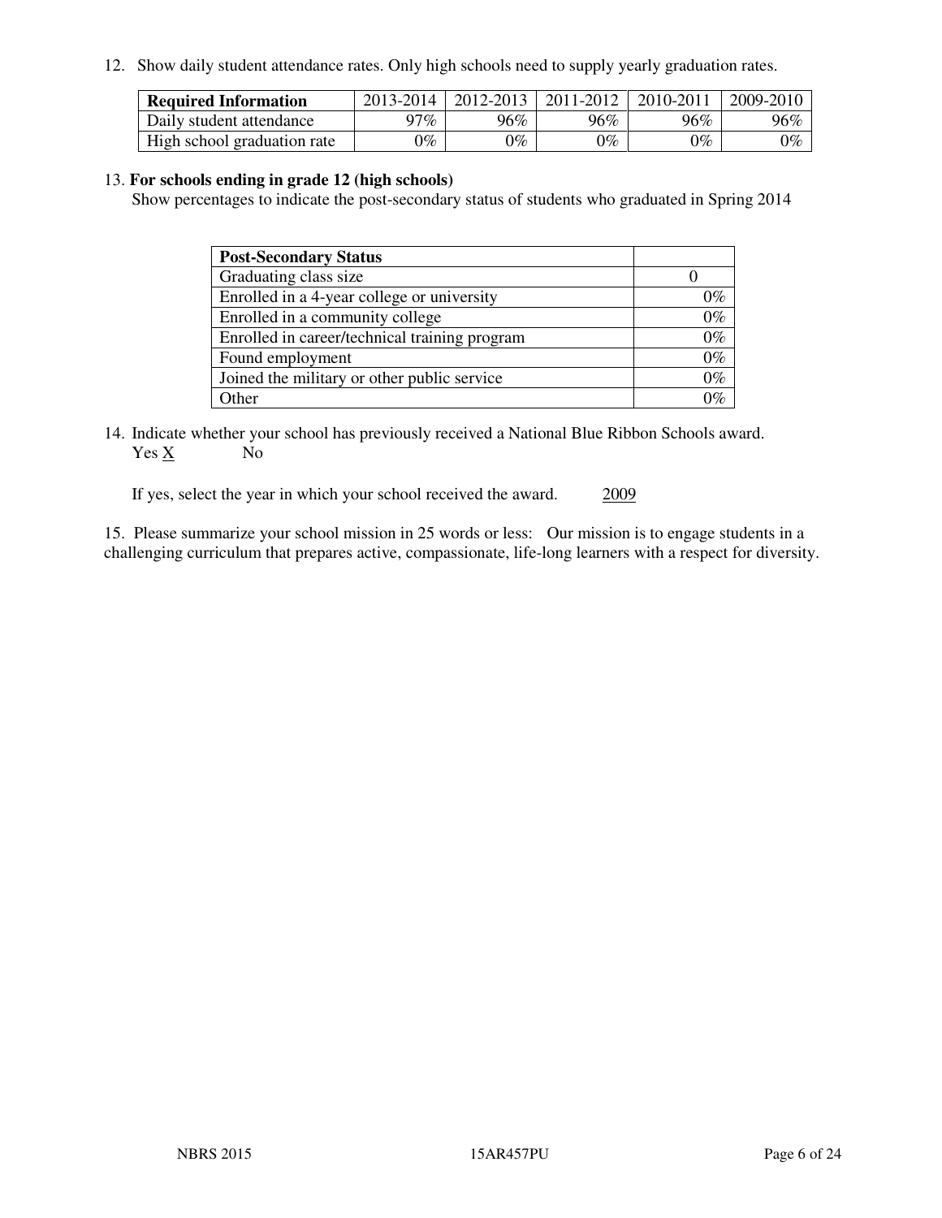12. Show daily student attendance rates. Only high schools need to supply yearly graduation rates.

| Required Information | 2013-2014 | 2012-2013 | 2011-2012 | 2010-2011 | 2009-2010 |
|---|---|---|---|---|---|
| Daily student attendance | 97% | 96% | 96% | 96% | 96% |
| High school graduation rate | 0% | 0% | 0% | 0% | 0% |

13. **For schools ending in grade 12 (high schools)**
Show percentages to indicate the post-secondary status of students who graduated in Spring 2014

| Post-Secondary Status | |
|---|---|
| Graduating class size | 0 |
| Enrolled in a 4-year college or university | 0% |
| Enrolled in a community college | 0% |
| Enrolled in career/technical training program | 0% |
| Found employment | 0% |
| Joined the military or other public service | 0% |
| Other | 0% |

14. Indicate whether your school has previously received a National Blue Ribbon Schools award.
Yes X     No

If yes, select the year in which your school received the award.   2009

15. Please summarize your school mission in 25 words or less: Our mission is to engage students in a challenging curriculum that prepares active, compassionate, life-long learners with a respect for diversity.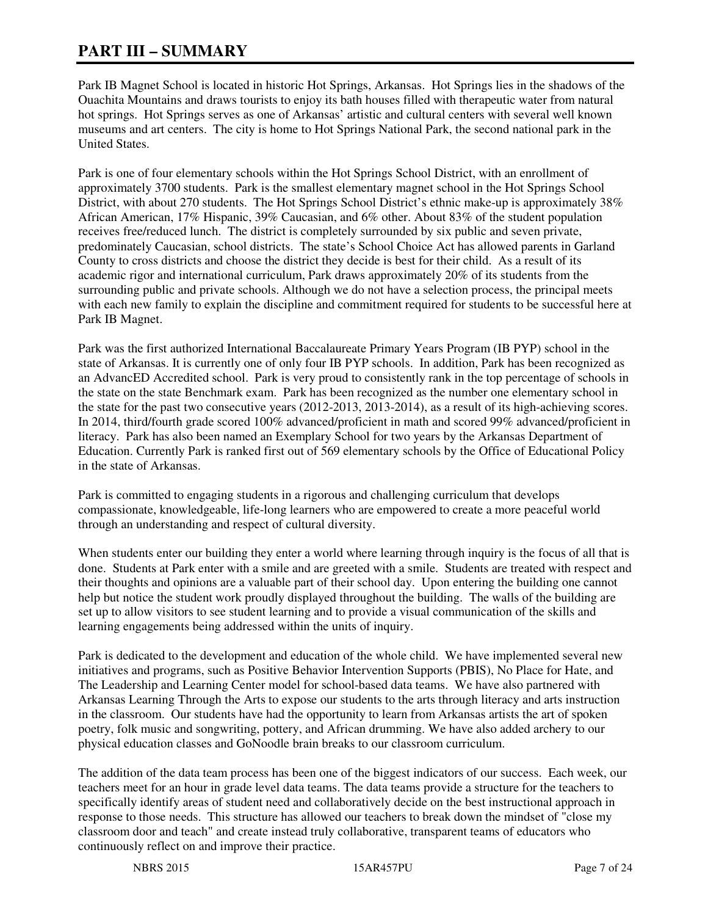# PART III – SUMMARY

Park IB Magnet School is located in historic Hot Springs, Arkansas. Hot Springs lies in the shadows of the Ouachita Mountains and draws tourists to enjoy its bath houses filled with therapeutic water from natural hot springs. Hot Springs serves as one of Arkansas' artistic and cultural centers with several well known museums and art centers. The city is home to Hot Springs National Park, the second national park in the United States.

Park is one of four elementary schools within the Hot Springs School District, with an enrollment of approximately 3700 students. Park is the smallest elementary magnet school in the Hot Springs School District, with about 270 students. The Hot Springs School District's ethnic make-up is approximately 38% African American, 17% Hispanic, 39% Caucasian, and 6% other. About 83% of the student population receives free/reduced lunch. The district is completely surrounded by six public and seven private, predominately Caucasian, school districts. The state's School Choice Act has allowed parents in Garland County to cross districts and choose the district they decide is best for their child. As a result of its academic rigor and international curriculum, Park draws approximately 20% of its students from the surrounding public and private schools. Although we do not have a selection process, the principal meets with each new family to explain the discipline and commitment required for students to be successful here at Park IB Magnet.

Park was the first authorized International Baccalaureate Primary Years Program (IB PYP) school in the state of Arkansas. It is currently one of only four IB PYP schools. In addition, Park has been recognized as an AdvancED Accredited school. Park is very proud to consistently rank in the top percentage of schools in the state on the state Benchmark exam. Park has been recognized as the number one elementary school in the state for the past two consecutive years (2012-2013, 2013-2014), as a result of its high-achieving scores. In 2014, third/fourth grade scored 100% advanced/proficient in math and scored 99% advanced/proficient in literacy. Park has also been named an Exemplary School for two years by the Arkansas Department of Education. Currently Park is ranked first out of 569 elementary schools by the Office of Educational Policy in the state of Arkansas.

Park is committed to engaging students in a rigorous and challenging curriculum that develops compassionate, knowledgeable, life-long learners who are empowered to create a more peaceful world through an understanding and respect of cultural diversity.

When students enter our building they enter a world where learning through inquiry is the focus of all that is done. Students at Park enter with a smile and are greeted with a smile. Students are treated with respect and their thoughts and opinions are a valuable part of their school day. Upon entering the building one cannot help but notice the student work proudly displayed throughout the building. The walls of the building are set up to allow visitors to see student learning and to provide a visual communication of the skills and learning engagements being addressed within the units of inquiry.

Park is dedicated to the development and education of the whole child. We have implemented several new initiatives and programs, such as Positive Behavior Intervention Supports (PBIS), No Place for Hate, and The Leadership and Learning Center model for school-based data teams. We have also partnered with Arkansas Learning Through the Arts to expose our students to the arts through literacy and arts instruction in the classroom. Our students have had the opportunity to learn from Arkansas artists the art of spoken poetry, folk music and songwriting, pottery, and African drumming. We have also added archery to our physical education classes and GoNoodle brain breaks to our classroom curriculum.

The addition of the data team process has been one of the biggest indicators of our success. Each week, our teachers meet for an hour in grade level data teams. The data teams provide a structure for the teachers to specifically identify areas of student need and collaboratively decide on the best instructional approach in response to those needs. This structure has allowed our teachers to break down the mindset of "close my classroom door and teach" and create instead truly collaborative, transparent teams of educators who continuously reflect on and improve their practice.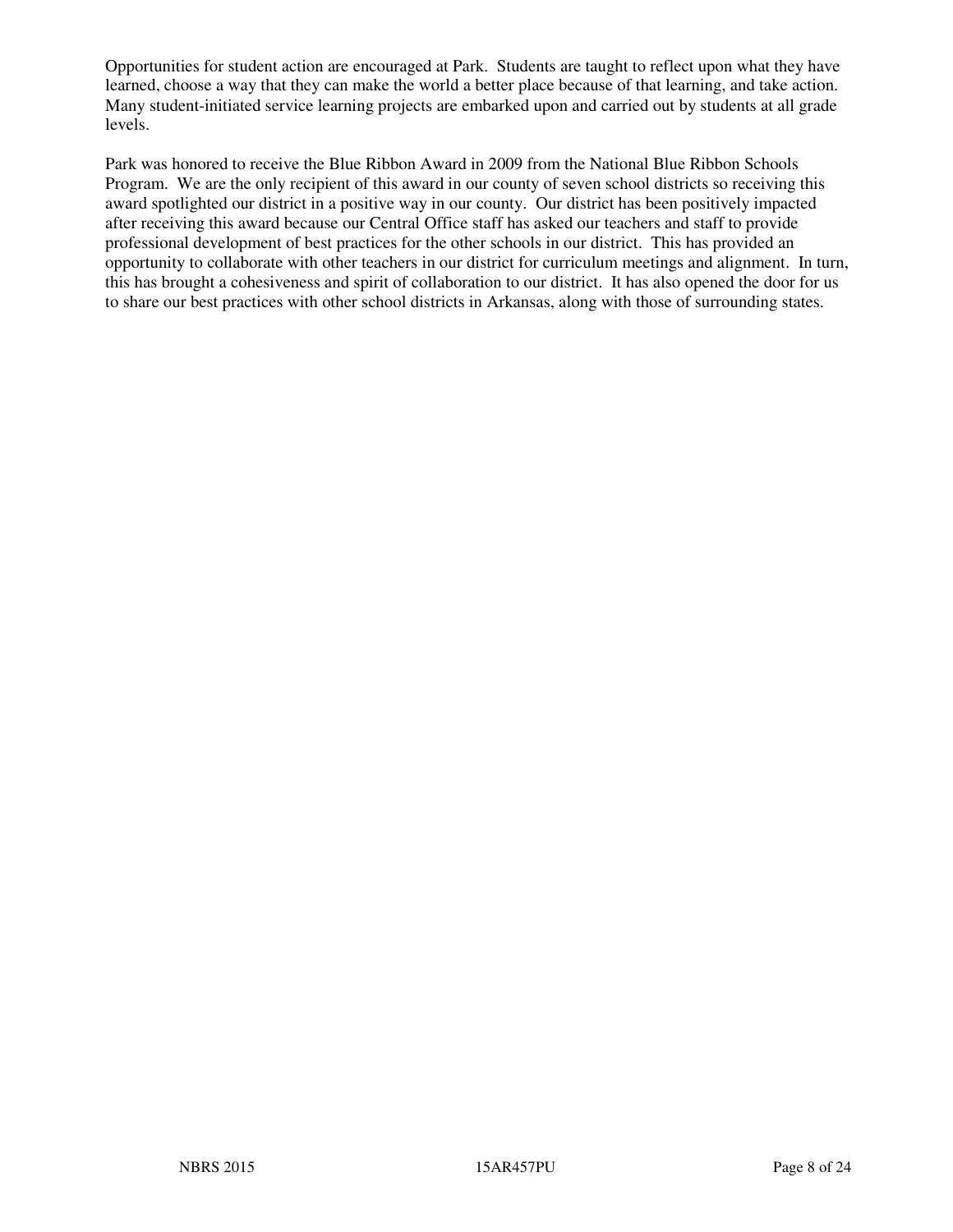Opportunities for student action are encouraged at Park. Students are taught to reflect upon what they have learned, choose a way that they can make the world a better place because of that learning, and take action. Many student-initiated service learning projects are embarked upon and carried out by students at all grade levels.

Park was honored to receive the Blue Ribbon Award in 2009 from the National Blue Ribbon Schools Program. We are the only recipient of this award in our county of seven school districts so receiving this award spotlighted our district in a positive way in our county. Our district has been positively impacted after receiving this award because our Central Office staff has asked our teachers and staff to provide professional development of best practices for the other schools in our district. This has provided an opportunity to collaborate with other teachers in our district for curriculum meetings and alignment. In turn, this has brought a cohesiveness and spirit of collaboration to our district. It has also opened the door for us to share our best practices with other school districts in Arkansas, along with those of surrounding states.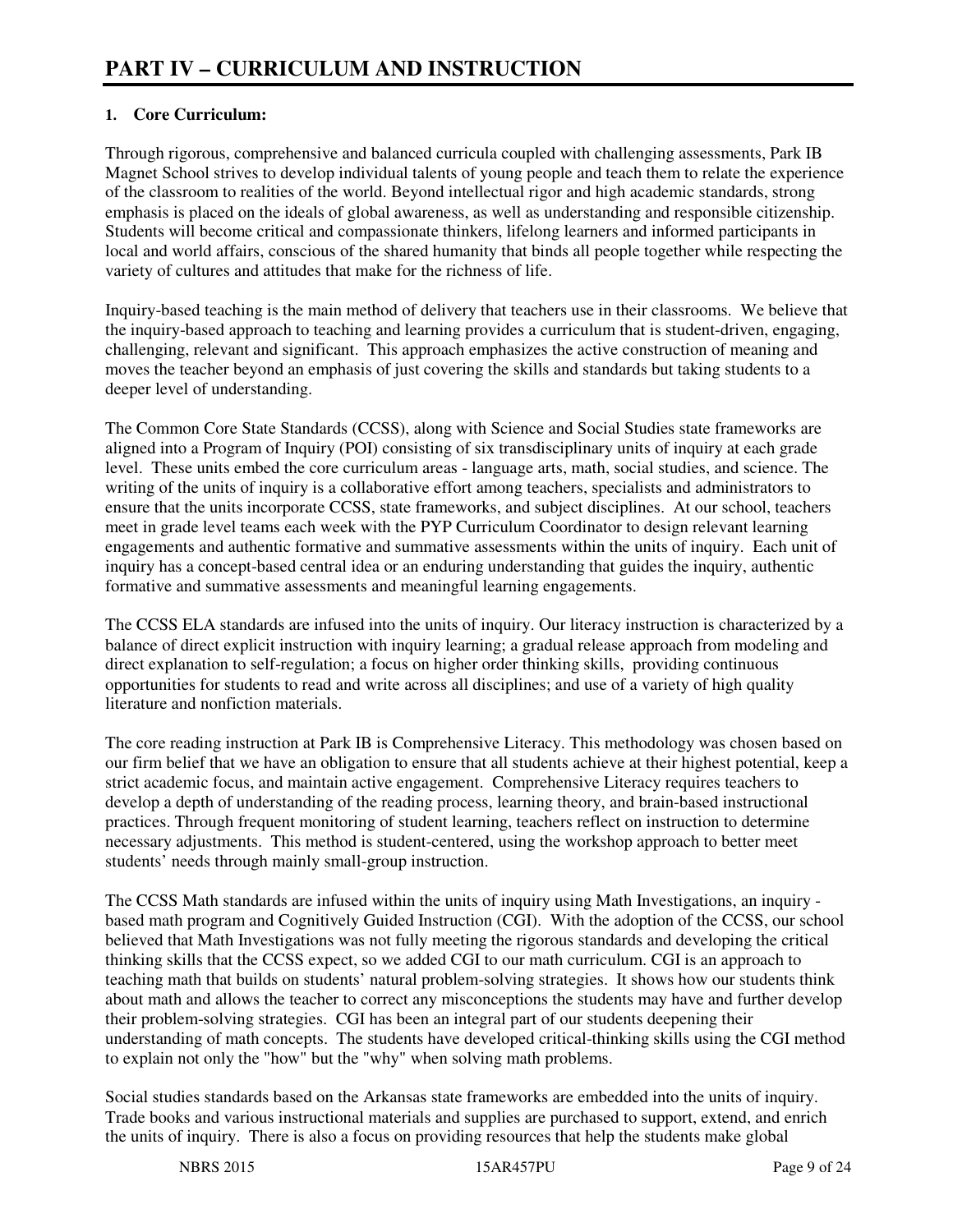# PART IV – CURRICULUM AND INSTRUCTION

**1. Core Curriculum:**

Through rigorous, comprehensive and balanced curricula coupled with challenging assessments, Park IB Magnet School strives to develop individual talents of young people and teach them to relate the experience of the classroom to realities of the world. Beyond intellectual rigor and high academic standards, strong emphasis is placed on the ideals of global awareness, as well as understanding and responsible citizenship. Students will become critical and compassionate thinkers, lifelong learners and informed participants in local and world affairs, conscious of the shared humanity that binds all people together while respecting the variety of cultures and attitudes that make for the richness of life.

Inquiry-based teaching is the main method of delivery that teachers use in their classrooms. We believe that the inquiry-based approach to teaching and learning provides a curriculum that is student-driven, engaging, challenging, relevant and significant. This approach emphasizes the active construction of meaning and moves the teacher beyond an emphasis of just covering the skills and standards but taking students to a deeper level of understanding.

The Common Core State Standards (CCSS), along with Science and Social Studies state frameworks are aligned into a Program of Inquiry (POI) consisting of six transdisciplinary units of inquiry at each grade level. These units embed the core curriculum areas - language arts, math, social studies, and science. The writing of the units of inquiry is a collaborative effort among teachers, specialists and administrators to ensure that the units incorporate CCSS, state frameworks, and subject disciplines. At our school, teachers meet in grade level teams each week with the PYP Curriculum Coordinator to design relevant learning engagements and authentic formative and summative assessments within the units of inquiry. Each unit of inquiry has a concept-based central idea or an enduring understanding that guides the inquiry, authentic formative and summative assessments and meaningful learning engagements.

The CCSS ELA standards are infused into the units of inquiry. Our literacy instruction is characterized by a balance of direct explicit instruction with inquiry learning; a gradual release approach from modeling and direct explanation to self-regulation; a focus on higher order thinking skills, providing continuous opportunities for students to read and write across all disciplines; and use of a variety of high quality literature and nonfiction materials.

The core reading instruction at Park IB is Comprehensive Literacy. This methodology was chosen based on our firm belief that we have an obligation to ensure that all students achieve at their highest potential, keep a strict academic focus, and maintain active engagement. Comprehensive Literacy requires teachers to develop a depth of understanding of the reading process, learning theory, and brain-based instructional practices. Through frequent monitoring of student learning, teachers reflect on instruction to determine necessary adjustments. This method is student-centered, using the workshop approach to better meet students' needs through mainly small-group instruction.

The CCSS Math standards are infused within the units of inquiry using Math Investigations, an inquiry - based math program and Cognitively Guided Instruction (CGI). With the adoption of the CCSS, our school believed that Math Investigations was not fully meeting the rigorous standards and developing the critical thinking skills that the CCSS expect, so we added CGI to our math curriculum. CGI is an approach to teaching math that builds on students' natural problem-solving strategies. It shows how our students think about math and allows the teacher to correct any misconceptions the students may have and further develop their problem-solving strategies. CGI has been an integral part of our students deepening their understanding of math concepts. The students have developed critical-thinking skills using the CGI method to explain not only the "how" but the "why" when solving math problems.

Social studies standards based on the Arkansas state frameworks are embedded into the units of inquiry. Trade books and various instructional materials and supplies are purchased to support, extend, and enrich the units of inquiry. There is also a focus on providing resources that help the students make global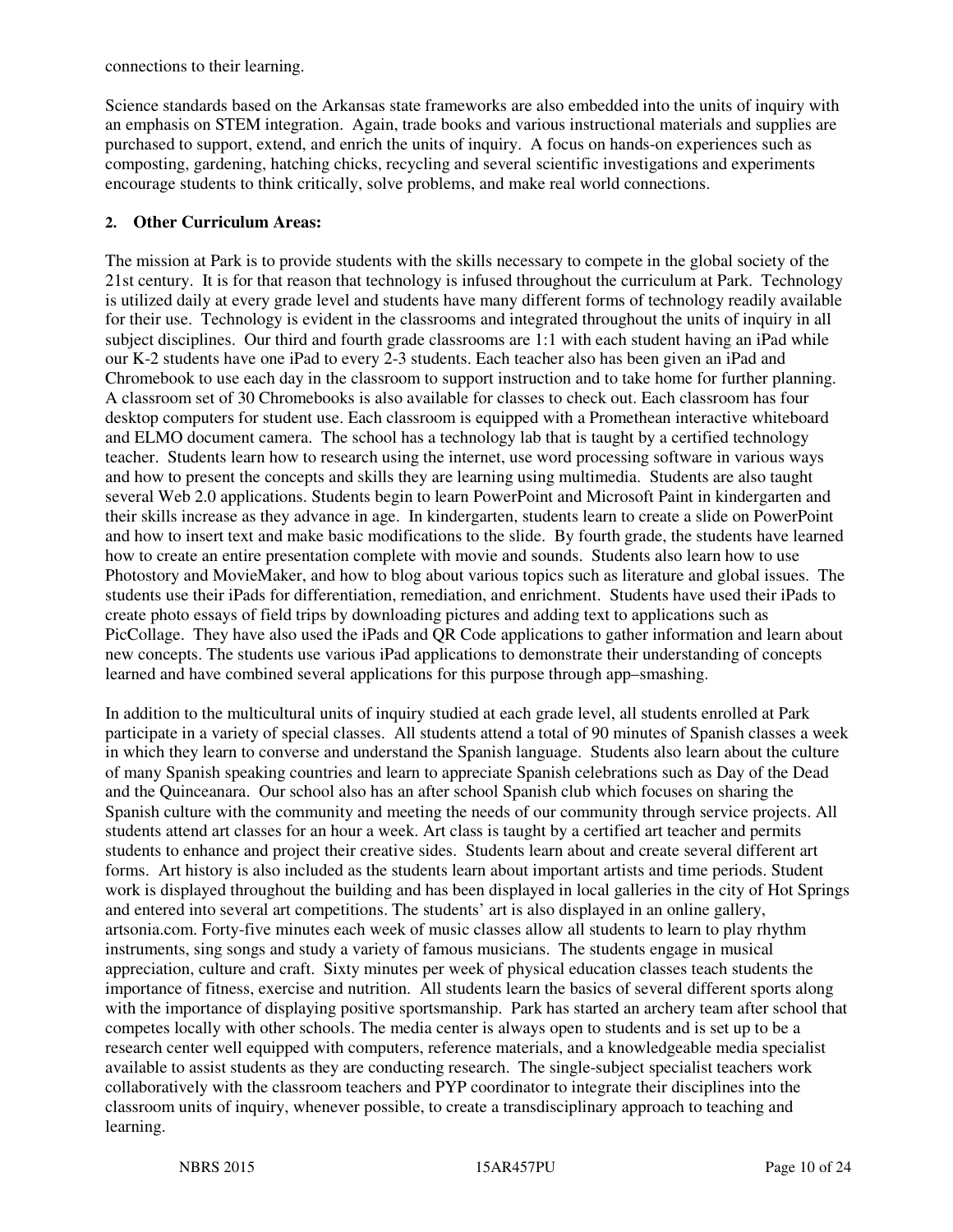connections to their learning.

Science standards based on the Arkansas state frameworks are also embedded into the units of inquiry with an emphasis on STEM integration. Again, trade books and various instructional materials and supplies are purchased to support, extend, and enrich the units of inquiry. A focus on hands-on experiences such as composting, gardening, hatching chicks, recycling and several scientific investigations and experiments encourage students to think critically, solve problems, and make real world connections.

**2. Other Curriculum Areas:**

The mission at Park is to provide students with the skills necessary to compete in the global society of the 21st century. It is for that reason that technology is infused throughout the curriculum at Park. Technology is utilized daily at every grade level and students have many different forms of technology readily available for their use. Technology is evident in the classrooms and integrated throughout the units of inquiry in all subject disciplines. Our third and fourth grade classrooms are 1:1 with each student having an iPad while our K-2 students have one iPad to every 2-3 students. Each teacher also has been given an iPad and Chromebook to use each day in the classroom to support instruction and to take home for further planning. A classroom set of 30 Chromebooks is also available for classes to check out. Each classroom has four desktop computers for student use. Each classroom is equipped with a Promethean interactive whiteboard and ELMO document camera. The school has a technology lab that is taught by a certified technology teacher. Students learn how to research using the internet, use word processing software in various ways and how to present the concepts and skills they are learning using multimedia. Students are also taught several Web 2.0 applications. Students begin to learn PowerPoint and Microsoft Paint in kindergarten and their skills increase as they advance in age. In kindergarten, students learn to create a slide on PowerPoint and how to insert text and make basic modifications to the slide. By fourth grade, the students have learned how to create an entire presentation complete with movie and sounds. Students also learn how to use Photostory and MovieMaker, and how to blog about various topics such as literature and global issues. The students use their iPads for differentiation, remediation, and enrichment. Students have used their iPads to create photo essays of field trips by downloading pictures and adding text to applications such as PicCollage. They have also used the iPads and QR Code applications to gather information and learn about new concepts. The students use various iPad applications to demonstrate their understanding of concepts learned and have combined several applications for this purpose through app–smashing.

In addition to the multicultural units of inquiry studied at each grade level, all students enrolled at Park participate in a variety of special classes. All students attend a total of 90 minutes of Spanish classes a week in which they learn to converse and understand the Spanish language. Students also learn about the culture of many Spanish speaking countries and learn to appreciate Spanish celebrations such as Day of the Dead and the Quinceanara. Our school also has an after school Spanish club which focuses on sharing the Spanish culture with the community and meeting the needs of our community through service projects. All students attend art classes for an hour a week. Art class is taught by a certified art teacher and permits students to enhance and project their creative sides. Students learn about and create several different art forms. Art history is also included as the students learn about important artists and time periods. Student work is displayed throughout the building and has been displayed in local galleries in the city of Hot Springs and entered into several art competitions. The students' art is also displayed in an online gallery, artsonia.com. Forty-five minutes each week of music classes allow all students to learn to play rhythm instruments, sing songs and study a variety of famous musicians. The students engage in musical appreciation, culture and craft. Sixty minutes per week of physical education classes teach students the importance of fitness, exercise and nutrition. All students learn the basics of several different sports along with the importance of displaying positive sportsmanship. Park has started an archery team after school that competes locally with other schools. The media center is always open to students and is set up to be a research center well equipped with computers, reference materials, and a knowledgeable media specialist available to assist students as they are conducting research. The single-subject specialist teachers work collaboratively with the classroom teachers and PYP coordinator to integrate their disciplines into the classroom units of inquiry, whenever possible, to create a transdisciplinary approach to teaching and learning.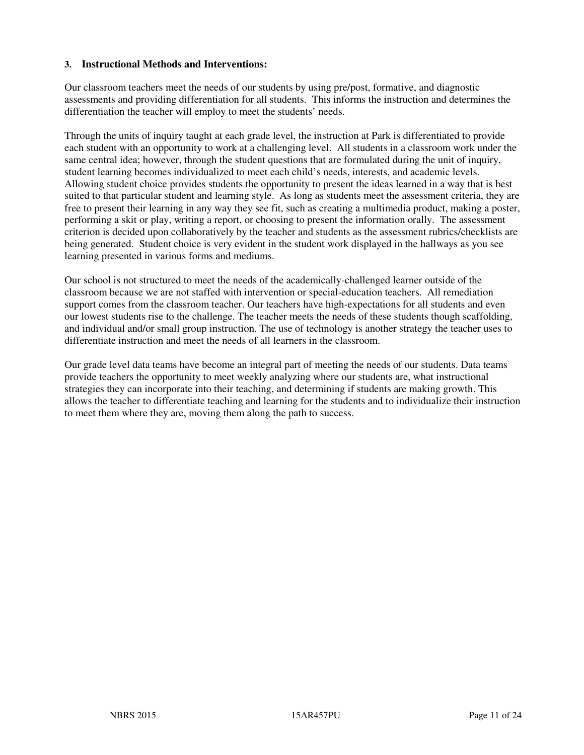### 3. Instructional Methods and Interventions:

Our classroom teachers meet the needs of our students by using pre/post, formative, and diagnostic assessments and providing differentiation for all students. This informs the instruction and determines the differentiation the teacher will employ to meet the students' needs.

Through the units of inquiry taught at each grade level, the instruction at Park is differentiated to provide each student with an opportunity to work at a challenging level. All students in a classroom work under the same central idea; however, through the student questions that are formulated during the unit of inquiry, student learning becomes individualized to meet each child's needs, interests, and academic levels. Allowing student choice provides students the opportunity to present the ideas learned in a way that is best suited to that particular student and learning style. As long as students meet the assessment criteria, they are free to present their learning in any way they see fit, such as creating a multimedia product, making a poster, performing a skit or play, writing a report, or choosing to present the information orally. The assessment criterion is decided upon collaboratively by the teacher and students as the assessment rubrics/checklists are being generated. Student choice is very evident in the student work displayed in the hallways as you see learning presented in various forms and mediums.

Our school is not structured to meet the needs of the academically-challenged learner outside of the classroom because we are not staffed with intervention or special-education teachers. All remediation support comes from the classroom teacher. Our teachers have high-expectations for all students and even our lowest students rise to the challenge. The teacher meets the needs of these students though scaffolding, and individual and/or small group instruction. The use of technology is another strategy the teacher uses to differentiate instruction and meet the needs of all learners in the classroom.

Our grade level data teams have become an integral part of meeting the needs of our students. Data teams provide teachers the opportunity to meet weekly analyzing where our students are, what instructional strategies they can incorporate into their teaching, and determining if students are making growth. This allows the teacher to differentiate teaching and learning for the students and to individualize their instruction to meet them where they are, moving them along the path to success.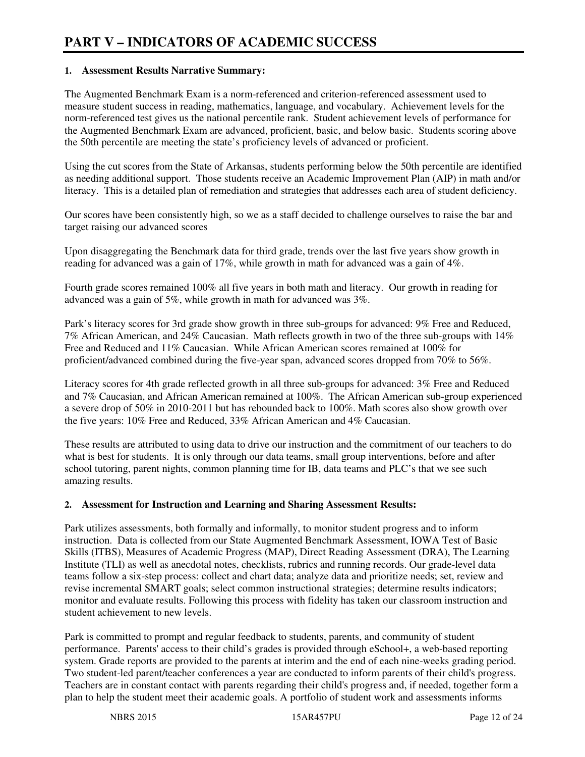# PART V – INDICATORS OF ACADEMIC SUCCESS

**1. Assessment Results Narrative Summary:**

The Augmented Benchmark Exam is a norm-referenced and criterion-referenced assessment used to measure student success in reading, mathematics, language, and vocabulary. Achievement levels for the norm-referenced test gives us the national percentile rank. Student achievement levels of performance for the Augmented Benchmark Exam are advanced, proficient, basic, and below basic. Students scoring above the 50th percentile are meeting the state's proficiency levels of advanced or proficient.

Using the cut scores from the State of Arkansas, students performing below the 50th percentile are identified as needing additional support. Those students receive an Academic Improvement Plan (AIP) in math and/or literacy. This is a detailed plan of remediation and strategies that addresses each area of student deficiency.

Our scores have been consistently high, so we as a staff decided to challenge ourselves to raise the bar and target raising our advanced scores

Upon disaggregating the Benchmark data for third grade, trends over the last five years show growth in reading for advanced was a gain of 17%, while growth in math for advanced was a gain of 4%.

Fourth grade scores remained 100% all five years in both math and literacy. Our growth in reading for advanced was a gain of 5%, while growth in math for advanced was 3%.

Park's literacy scores for 3rd grade show growth in three sub-groups for advanced: 9% Free and Reduced, 7% African American, and 24% Caucasian. Math reflects growth in two of the three sub-groups with 14% Free and Reduced and 11% Caucasian. While African American scores remained at 100% for proficient/advanced combined during the five-year span, advanced scores dropped from 70% to 56%.

Literacy scores for 4th grade reflected growth in all three sub-groups for advanced: 3% Free and Reduced and 7% Caucasian, and African American remained at 100%. The African American sub-group experienced a severe drop of 50% in 2010-2011 but has rebounded back to 100%. Math scores also show growth over the five years: 10% Free and Reduced, 33% African American and 4% Caucasian.

These results are attributed to using data to drive our instruction and the commitment of our teachers to do what is best for students. It is only through our data teams, small group interventions, before and after school tutoring, parent nights, common planning time for IB, data teams and PLC's that we see such amazing results.

**2. Assessment for Instruction and Learning and Sharing Assessment Results:**

Park utilizes assessments, both formally and informally, to monitor student progress and to inform instruction. Data is collected from our State Augmented Benchmark Assessment, IOWA Test of Basic Skills (ITBS), Measures of Academic Progress (MAP), Direct Reading Assessment (DRA), The Learning Institute (TLI) as well as anecdotal notes, checklists, rubrics and running records. Our grade-level data teams follow a six-step process: collect and chart data; analyze data and prioritize needs; set, review and revise incremental SMART goals; select common instructional strategies; determine results indicators; monitor and evaluate results. Following this process with fidelity has taken our classroom instruction and student achievement to new levels.

Park is committed to prompt and regular feedback to students, parents, and community of student performance. Parents' access to their child's grades is provided through eSchool+, a web-based reporting system. Grade reports are provided to the parents at interim and the end of each nine-weeks grading period. Two student-led parent/teacher conferences a year are conducted to inform parents of their child's progress. Teachers are in constant contact with parents regarding their child's progress and, if needed, together form a plan to help the student meet their academic goals. A portfolio of student work and assessments informs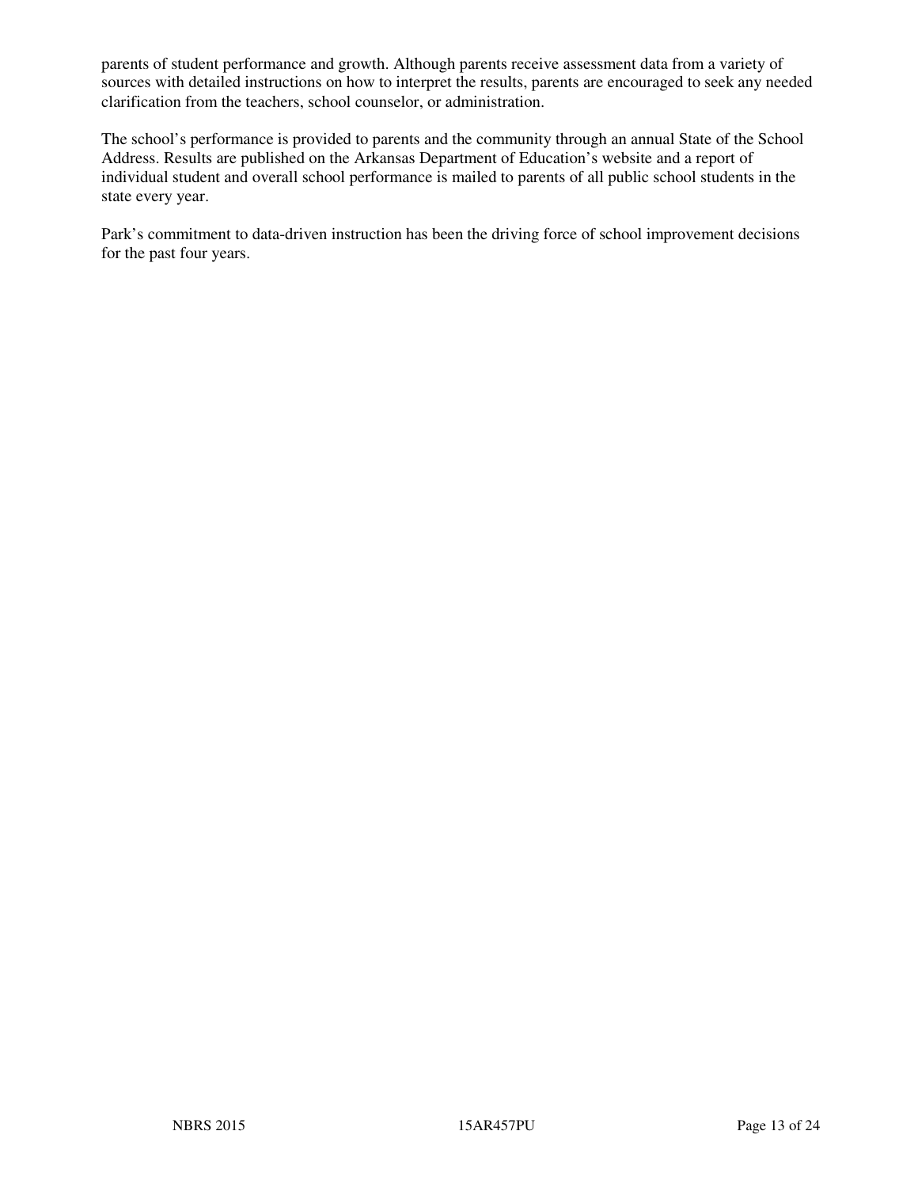parents of student performance and growth. Although parents receive assessment data from a variety of sources with detailed instructions on how to interpret the results, parents are encouraged to seek any needed clarification from the teachers, school counselor, or administration.

The school's performance is provided to parents and the community through an annual State of the School Address. Results are published on the Arkansas Department of Education's website and a report of individual student and overall school performance is mailed to parents of all public school students in the state every year.

Park's commitment to data-driven instruction has been the driving force of school improvement decisions for the past four years.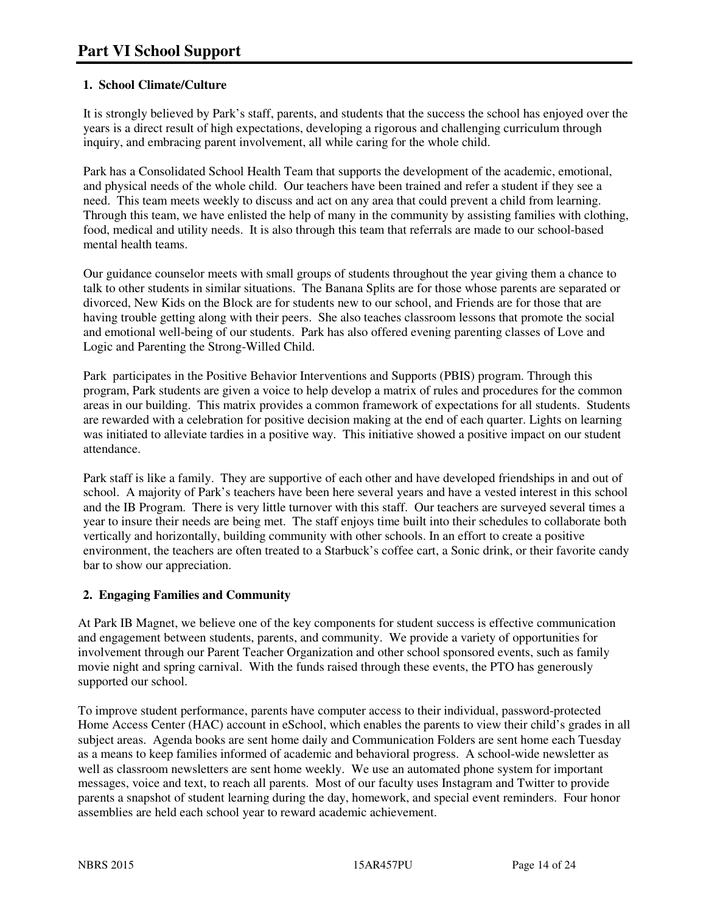# Part VI School Support

## 1. School Climate/Culture

It is strongly believed by Park's staff, parents, and students that the success the school has enjoyed over the years is a direct result of high expectations, developing a rigorous and challenging curriculum through inquiry, and embracing parent involvement, all while caring for the whole child.

Park has a Consolidated School Health Team that supports the development of the academic, emotional, and physical needs of the whole child. Our teachers have been trained and refer a student if they see a need. This team meets weekly to discuss and act on any area that could prevent a child from learning. Through this team, we have enlisted the help of many in the community by assisting families with clothing, food, medical and utility needs. It is also through this team that referrals are made to our school-based mental health teams.

Our guidance counselor meets with small groups of students throughout the year giving them a chance to talk to other students in similar situations. The Banana Splits are for those whose parents are separated or divorced, New Kids on the Block are for students new to our school, and Friends are for those that are having trouble getting along with their peers. She also teaches classroom lessons that promote the social and emotional well-being of our students. Park has also offered evening parenting classes of Love and Logic and Parenting the Strong-Willed Child.

Park participates in the Positive Behavior Interventions and Supports (PBIS) program. Through this program, Park students are given a voice to help develop a matrix of rules and procedures for the common areas in our building. This matrix provides a common framework of expectations for all students. Students are rewarded with a celebration for positive decision making at the end of each quarter. Lights on learning was initiated to alleviate tardies in a positive way. This initiative showed a positive impact on our student attendance.

Park staff is like a family. They are supportive of each other and have developed friendships in and out of school. A majority of Park's teachers have been here several years and have a vested interest in this school and the IB Program. There is very little turnover with this staff. Our teachers are surveyed several times a year to insure their needs are being met. The staff enjoys time built into their schedules to collaborate both vertically and horizontally, building community with other schools. In an effort to create a positive environment, the teachers are often treated to a Starbuck's coffee cart, a Sonic drink, or their favorite candy bar to show our appreciation.

## 2. Engaging Families and Community

At Park IB Magnet, we believe one of the key components for student success is effective communication and engagement between students, parents, and community. We provide a variety of opportunities for involvement through our Parent Teacher Organization and other school sponsored events, such as family movie night and spring carnival. With the funds raised through these events, the PTO has generously supported our school.

To improve student performance, parents have computer access to their individual, password-protected Home Access Center (HAC) account in eSchool, which enables the parents to view their child's grades in all subject areas. Agenda books are sent home daily and Communication Folders are sent home each Tuesday as a means to keep families informed of academic and behavioral progress. A school-wide newsletter as well as classroom newsletters are sent home weekly. We use an automated phone system for important messages, voice and text, to reach all parents. Most of our faculty uses Instagram and Twitter to provide parents a snapshot of student learning during the day, homework, and special event reminders. Four honor assemblies are held each school year to reward academic achievement.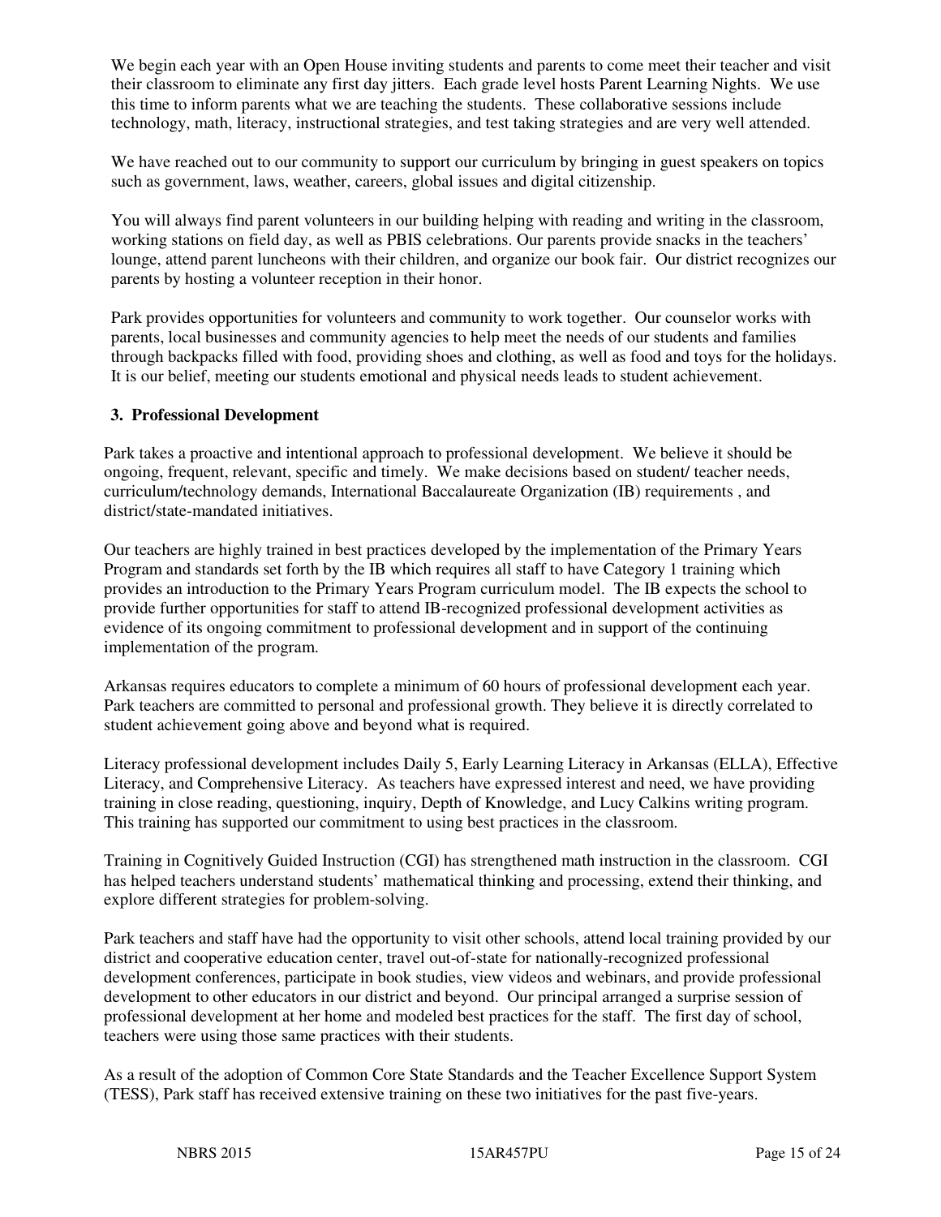We begin each year with an Open House inviting students and parents to come meet their teacher and visit their classroom to eliminate any first day jitters. Each grade level hosts Parent Learning Nights. We use this time to inform parents what we are teaching the students. These collaborative sessions include technology, math, literacy, instructional strategies, and test taking strategies and are very well attended.

We have reached out to our community to support our curriculum by bringing in guest speakers on topics such as government, laws, weather, careers, global issues and digital citizenship.

You will always find parent volunteers in our building helping with reading and writing in the classroom, working stations on field day, as well as PBIS celebrations. Our parents provide snacks in the teachers' lounge, attend parent luncheons with their children, and organize our book fair. Our district recognizes our parents by hosting a volunteer reception in their honor.

Park provides opportunities for volunteers and community to work together. Our counselor works with parents, local businesses and community agencies to help meet the needs of our students and families through backpacks filled with food, providing shoes and clothing, as well as food and toys for the holidays. It is our belief, meeting our students emotional and physical needs leads to student achievement.

## 3. Professional Development

Park takes a proactive and intentional approach to professional development. We believe it should be ongoing, frequent, relevant, specific and timely. We make decisions based on student/ teacher needs, curriculum/technology demands, International Baccalaureate Organization (IB) requirements , and district/state-mandated initiatives.

Our teachers are highly trained in best practices developed by the implementation of the Primary Years Program and standards set forth by the IB which requires all staff to have Category 1 training which provides an introduction to the Primary Years Program curriculum model. The IB expects the school to provide further opportunities for staff to attend IB-recognized professional development activities as evidence of its ongoing commitment to professional development and in support of the continuing implementation of the program.

Arkansas requires educators to complete a minimum of 60 hours of professional development each year. Park teachers are committed to personal and professional growth. They believe it is directly correlated to student achievement going above and beyond what is required.

Literacy professional development includes Daily 5, Early Learning Literacy in Arkansas (ELLA), Effective Literacy, and Comprehensive Literacy. As teachers have expressed interest and need, we have providing training in close reading, questioning, inquiry, Depth of Knowledge, and Lucy Calkins writing program. This training has supported our commitment to using best practices in the classroom.

Training in Cognitively Guided Instruction (CGI) has strengthened math instruction in the classroom. CGI has helped teachers understand students' mathematical thinking and processing, extend their thinking, and explore different strategies for problem-solving.

Park teachers and staff have had the opportunity to visit other schools, attend local training provided by our district and cooperative education center, travel out-of-state for nationally-recognized professional development conferences, participate in book studies, view videos and webinars, and provide professional development to other educators in our district and beyond. Our principal arranged a surprise session of professional development at her home and modeled best practices for the staff. The first day of school, teachers were using those same practices with their students.

As a result of the adoption of Common Core State Standards and the Teacher Excellence Support System (TESS), Park staff has received extensive training on these two initiatives for the past five-years.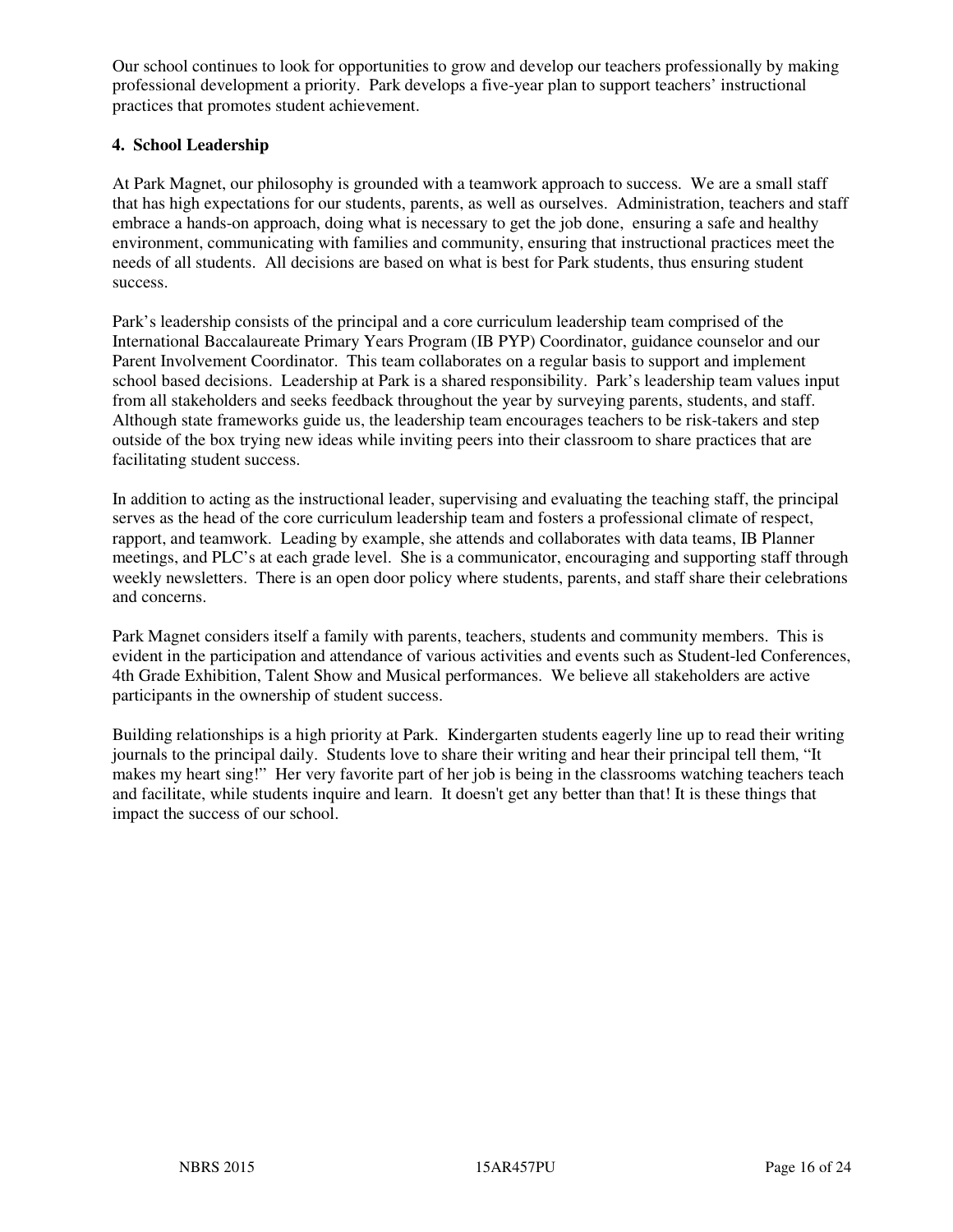Our school continues to look for opportunities to grow and develop our teachers professionally by making professional development a priority. Park develops a five-year plan to support teachers' instructional practices that promotes student achievement.

**4. School Leadership**

At Park Magnet, our philosophy is grounded with a teamwork approach to success. We are a small staff that has high expectations for our students, parents, as well as ourselves. Administration, teachers and staff embrace a hands-on approach, doing what is necessary to get the job done, ensuring a safe and healthy environment, communicating with families and community, ensuring that instructional practices meet the needs of all students. All decisions are based on what is best for Park students, thus ensuring student success.

Park's leadership consists of the principal and a core curriculum leadership team comprised of the International Baccalaureate Primary Years Program (IB PYP) Coordinator, guidance counselor and our Parent Involvement Coordinator. This team collaborates on a regular basis to support and implement school based decisions. Leadership at Park is a shared responsibility. Park's leadership team values input from all stakeholders and seeks feedback throughout the year by surveying parents, students, and staff. Although state frameworks guide us, the leadership team encourages teachers to be risk-takers and step outside of the box trying new ideas while inviting peers into their classroom to share practices that are facilitating student success.

In addition to acting as the instructional leader, supervising and evaluating the teaching staff, the principal serves as the head of the core curriculum leadership team and fosters a professional climate of respect, rapport, and teamwork. Leading by example, she attends and collaborates with data teams, IB Planner meetings, and PLC's at each grade level. She is a communicator, encouraging and supporting staff through weekly newsletters. There is an open door policy where students, parents, and staff share their celebrations and concerns.

Park Magnet considers itself a family with parents, teachers, students and community members. This is evident in the participation and attendance of various activities and events such as Student-led Conferences, 4th Grade Exhibition, Talent Show and Musical performances. We believe all stakeholders are active participants in the ownership of student success.

Building relationships is a high priority at Park. Kindergarten students eagerly line up to read their writing journals to the principal daily. Students love to share their writing and hear their principal tell them, "It makes my heart sing!" Her very favorite part of her job is being in the classrooms watching teachers teach and facilitate, while students inquire and learn. It doesn't get any better than that! It is these things that impact the success of our school.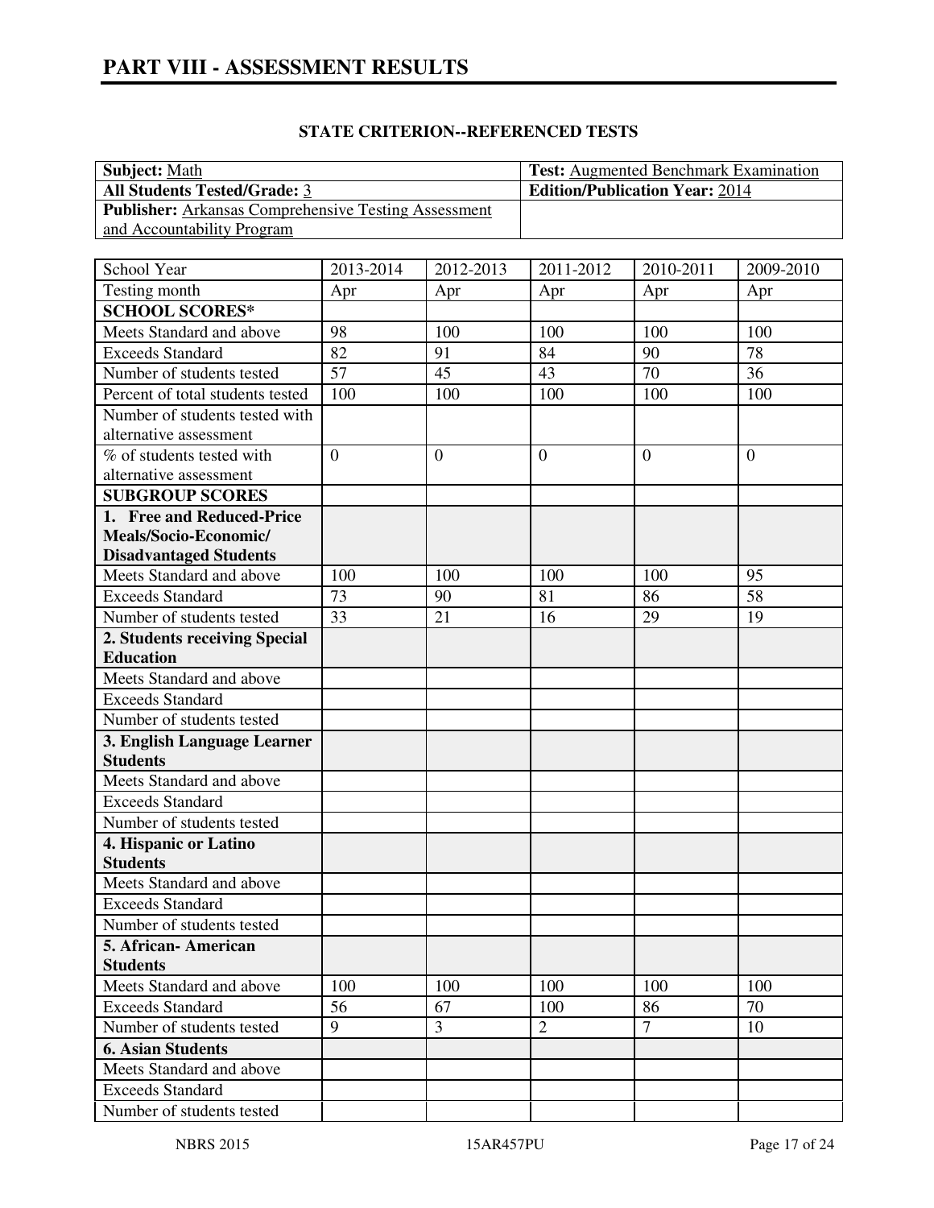# PART VIII - ASSESSMENT RESULTS

**STATE CRITERION--REFERENCED TESTS**

| **Subject:** Math | **Test:** Augmented Benchmark Examination |
|---|---|
| **All Students Tested/Grade:** 3 | **Edition/Publication Year:** 2014 |
| **Publisher:** Arkansas Comprehensive Testing Assessment and Accountability Program | |

| School Year | 2013-2014 | 2012-2013 | 2011-2012 | 2010-2011 | 2009-2010 |
|---|---|---|---|---|---|
| Testing month | Apr | Apr | Apr | Apr | Apr |
| **SCHOOL SCORES*** | | | | | |
| Meets Standard and above | 98 | 100 | 100 | 100 | 100 |
| Exceeds Standard | 82 | 91 | 84 | 90 | 78 |
| Number of students tested | 57 | 45 | 43 | 70 | 36 |
| Percent of total students tested | 100 | 100 | 100 | 100 | 100 |
| Number of students tested with alternative assessment | | | | | |
| % of students tested with alternative assessment | 0 | 0 | 0 | 0 | 0 |
| **SUBGROUP SCORES** | | | | | |
| **1. Free and Reduced-Price Meals/Socio-Economic/ Disadvantaged Students** | | | | | |
| Meets Standard and above | 100 | 100 | 100 | 100 | 95 |
| Exceeds Standard | 73 | 90 | 81 | 86 | 58 |
| Number of students tested | 33 | 21 | 16 | 29 | 19 |
| **2. Students receiving Special Education** | | | | | |
| Meets Standard and above | | | | | |
| Exceeds Standard | | | | | |
| Number of students tested | | | | | |
| **3. English Language Learner Students** | | | | | |
| Meets Standard and above | | | | | |
| Exceeds Standard | | | | | |
| Number of students tested | | | | | |
| **4. Hispanic or Latino Students** | | | | | |
| Meets Standard and above | | | | | |
| Exceeds Standard | | | | | |
| Number of students tested | | | | | |
| **5. African- American Students** | | | | | |
| Meets Standard and above | 100 | 100 | 100 | 100 | 100 |
| Exceeds Standard | 56 | 67 | 100 | 86 | 70 |
| Number of students tested | 9 | 3 | 2 | 7 | 10 |
| **6. Asian Students** | | | | | |
| Meets Standard and above | | | | | |
| Exceeds Standard | | | | | |
| Number of students tested | | | | | |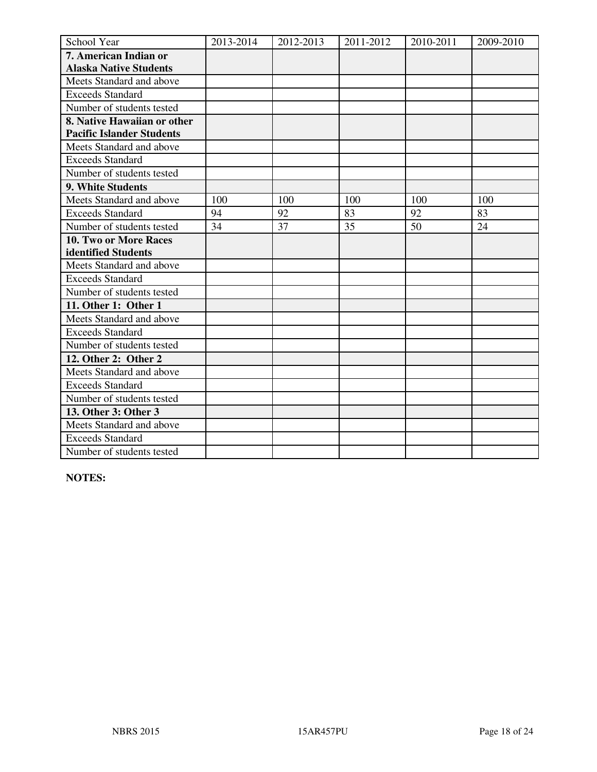| School Year | 2013-2014 | 2012-2013 | 2011-2012 | 2010-2011 | 2009-2010 |
|---|---|---|---|---|---|
| **7. American Indian or Alaska Native Students** | | | | | |
| Meets Standard and above | | | | | |
| Exceeds Standard | | | | | |
| Number of students tested | | | | | |
| **8. Native Hawaiian or other Pacific Islander Students** | | | | | |
| Meets Standard and above | | | | | |
| Exceeds Standard | | | | | |
| Number of students tested | | | | | |
| **9. White Students** | | | | | |
| Meets Standard and above | 100 | 100 | 100 | 100 | 100 |
| Exceeds Standard | 94 | 92 | 83 | 92 | 83 |
| Number of students tested | 34 | 37 | 35 | 50 | 24 |
| **10. Two or More Races identified Students** | | | | | |
| Meets Standard and above | | | | | |
| Exceeds Standard | | | | | |
| Number of students tested | | | | | |
| **11. Other 1: Other 1** | | | | | |
| Meets Standard and above | | | | | |
| Exceeds Standard | | | | | |
| Number of students tested | | | | | |
| **12. Other 2: Other 2** | | | | | |
| Meets Standard and above | | | | | |
| Exceeds Standard | | | | | |
| Number of students tested | | | | | |
| **13. Other 3: Other 3** | | | | | |
| Meets Standard and above | | | | | |
| Exceeds Standard | | | | | |
| Number of students tested | | | | | |

**NOTES:**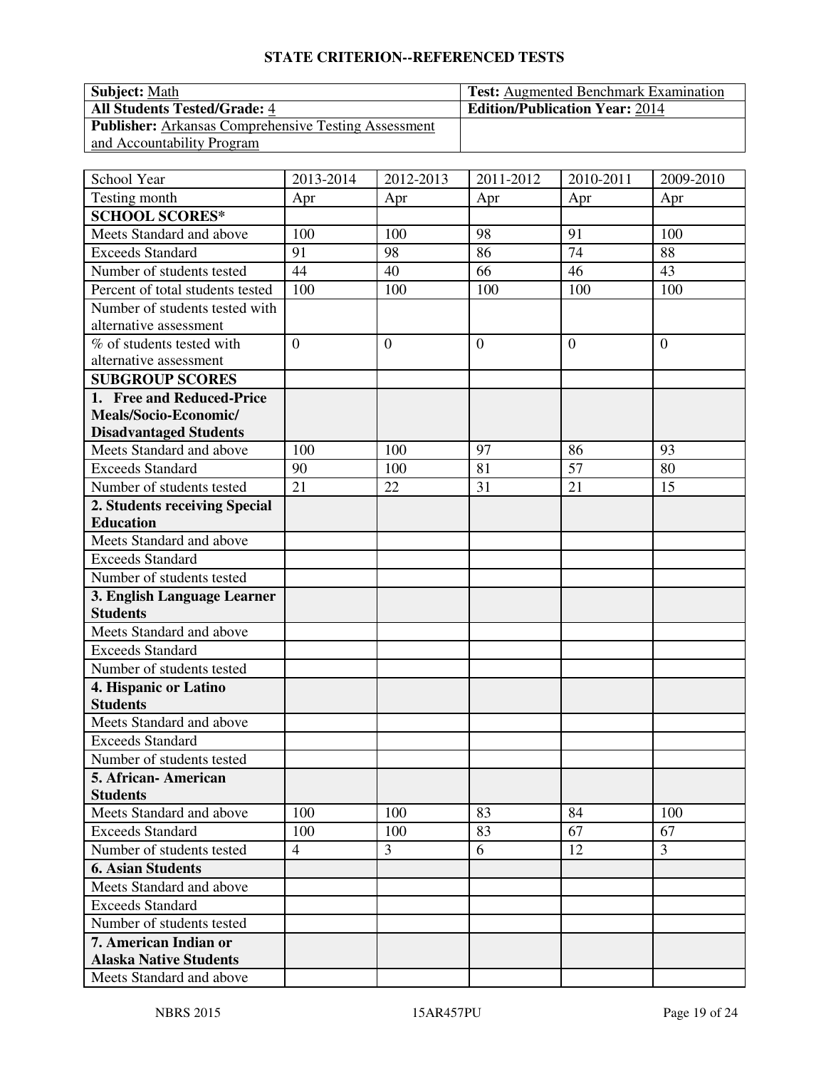## STATE CRITERION--REFERENCED TESTS

| **Subject:** Math | **Test:** Augmented Benchmark Examination |
|---|---|
| **All Students Tested/Grade:** 4 | **Edition/Publication Year:** 2014 |
| **Publisher:** Arkansas Comprehensive Testing Assessment and Accountability Program | |

| School Year | 2013-2014 | 2012-2013 | 2011-2012 | 2010-2011 | 2009-2010 |
|---|---|---|---|---|---|
| Testing month | Apr | Apr | Apr | Apr | Apr |
| **SCHOOL SCORES*** | | | | | |
| Meets Standard and above | 100 | 100 | 98 | 91 | 100 |
| Exceeds Standard | 91 | 98 | 86 | 74 | 88 |
| Number of students tested | 44 | 40 | 66 | 46 | 43 |
| Percent of total students tested | 100 | 100 | 100 | 100 | 100 |
| Number of students tested with alternative assessment | | | | | |
| % of students tested with alternative assessment | 0 | 0 | 0 | 0 | 0 |
| **SUBGROUP SCORES** | | | | | |
| **1. Free and Reduced-Price Meals/Socio-Economic/ Disadvantaged Students** | | | | | |
| Meets Standard and above | 100 | 100 | 97 | 86 | 93 |
| Exceeds Standard | 90 | 100 | 81 | 57 | 80 |
| Number of students tested | 21 | 22 | 31 | 21 | 15 |
| **2. Students receiving Special Education** | | | | | |
| Meets Standard and above | | | | | |
| Exceeds Standard | | | | | |
| Number of students tested | | | | | |
| **3. English Language Learner Students** | | | | | |
| Meets Standard and above | | | | | |
| Exceeds Standard | | | | | |
| Number of students tested | | | | | |
| **4. Hispanic or Latino Students** | | | | | |
| Meets Standard and above | | | | | |
| Exceeds Standard | | | | | |
| Number of students tested | | | | | |
| **5. African- American Students** | | | | | |
| Meets Standard and above | 100 | 100 | 83 | 84 | 100 |
| Exceeds Standard | 100 | 100 | 83 | 67 | 67 |
| Number of students tested | 4 | 3 | 6 | 12 | 3 |
| **6. Asian Students** | | | | | |
| Meets Standard and above | | | | | |
| Exceeds Standard | | | | | |
| Number of students tested | | | | | |
| **7. American Indian or Alaska Native Students** | | | | | |
| Meets Standard and above | | | | | |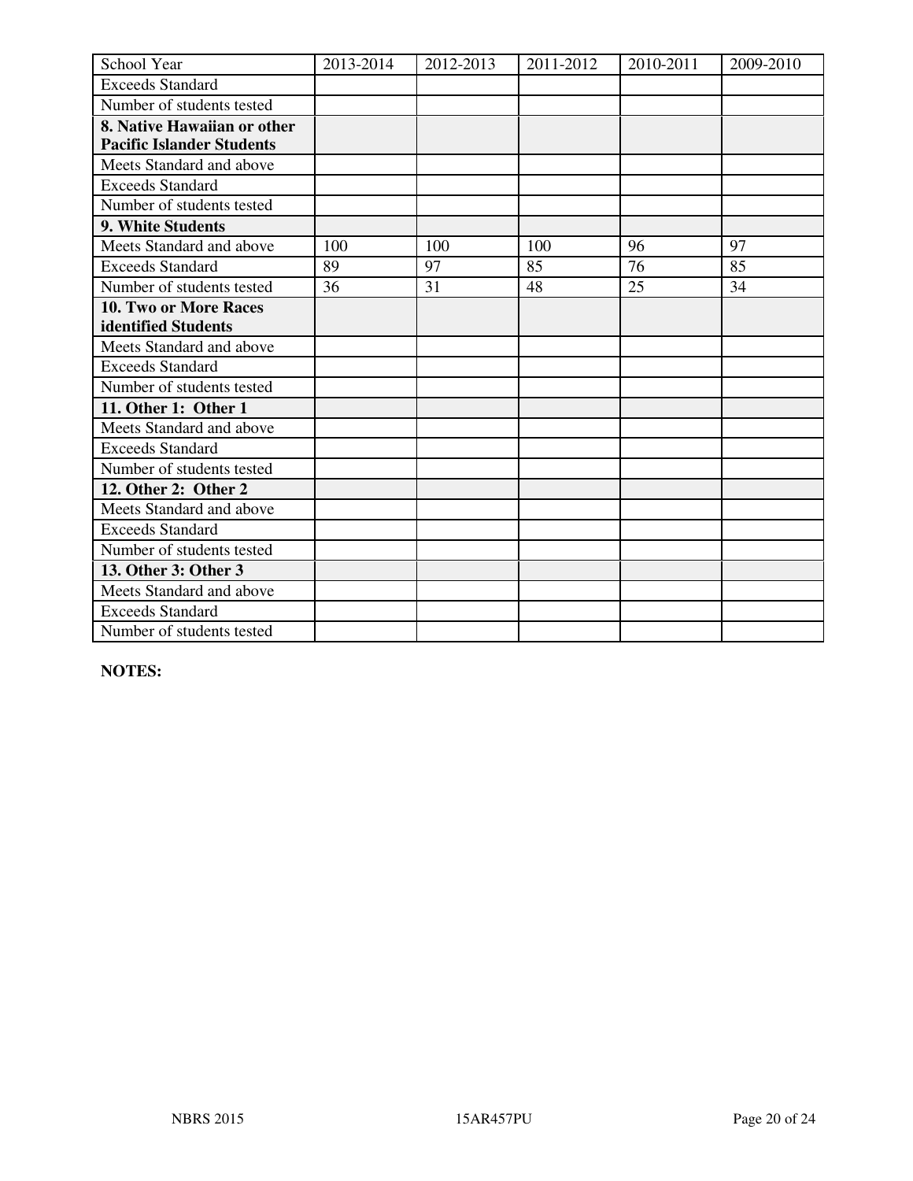| School Year | 2013-2014 | 2012-2013 | 2011-2012 | 2010-2011 | 2009-2010 |
|---|---|---|---|---|---|
| Exceeds Standard | | | | | |
| Number of students tested | | | | | |
| **8. Native Hawaiian or other Pacific Islander Students** | | | | | |
| Meets Standard and above | | | | | |
| Exceeds Standard | | | | | |
| Number of students tested | | | | | |
| **9. White Students** | | | | | |
| Meets Standard and above | 100 | 100 | 100 | 96 | 97 |
| Exceeds Standard | 89 | 97 | 85 | 76 | 85 |
| Number of students tested | 36 | 31 | 48 | 25 | 34 |
| **10. Two or More Races identified Students** | | | | | |
| Meets Standard and above | | | | | |
| Exceeds Standard | | | | | |
| Number of students tested | | | | | |
| **11. Other 1: Other 1** | | | | | |
| Meets Standard and above | | | | | |
| Exceeds Standard | | | | | |
| Number of students tested | | | | | |
| **12. Other 2: Other 2** | | | | | |
| Meets Standard and above | | | | | |
| Exceeds Standard | | | | | |
| Number of students tested | | | | | |
| **13. Other 3: Other 3** | | | | | |
| Meets Standard and above | | | | | |
| Exceeds Standard | | | | | |
| Number of students tested | | | | | |

**NOTES:**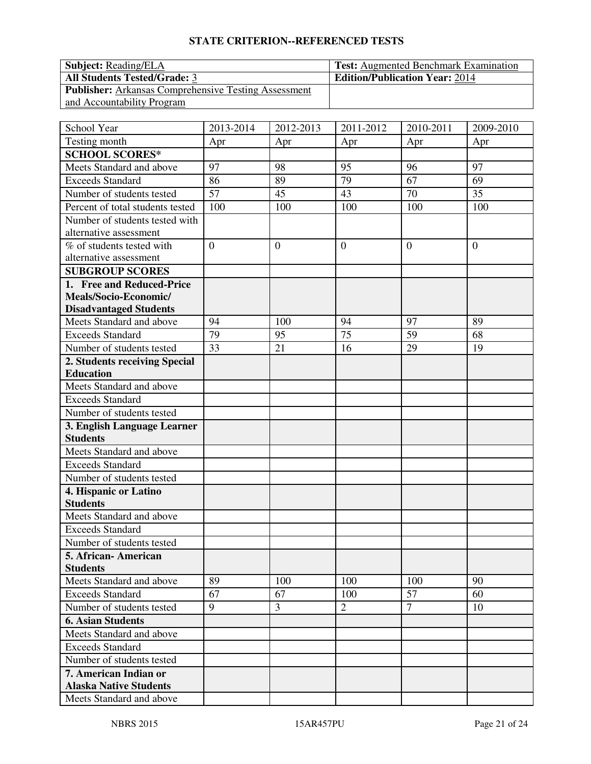## STATE CRITERION--REFERENCED TESTS

| **Subject:** Reading/ELA | **Test:** Augmented Benchmark Examination |
|---|---|
| **All Students Tested/Grade:** 3 | **Edition/Publication Year:** 2014 |
| **Publisher:** Arkansas Comprehensive Testing Assessment and Accountability Program | |

| School Year | 2013-2014 | 2012-2013 | 2011-2012 | 2010-2011 | 2009-2010 |
|---|---|---|---|---|---|
| Testing month | Apr | Apr | Apr | Apr | Apr |
| **SCHOOL SCORES*** | | | | | |
| Meets Standard and above | 97 | 98 | 95 | 96 | 97 |
| Exceeds Standard | 86 | 89 | 79 | 67 | 69 |
| Number of students tested | 57 | 45 | 43 | 70 | 35 |
| Percent of total students tested | 100 | 100 | 100 | 100 | 100 |
| Number of students tested with alternative assessment | | | | | |
| % of students tested with alternative assessment | 0 | 0 | 0 | 0 | 0 |
| **SUBGROUP SCORES** | | | | | |
| **1. Free and Reduced-Price Meals/Socio-Economic/ Disadvantaged Students** | | | | | |
| Meets Standard and above | 94 | 100 | 94 | 97 | 89 |
| Exceeds Standard | 79 | 95 | 75 | 59 | 68 |
| Number of students tested | 33 | 21 | 16 | 29 | 19 |
| **2. Students receiving Special Education** | | | | | |
| Meets Standard and above | | | | | |
| Exceeds Standard | | | | | |
| Number of students tested | | | | | |
| **3. English Language Learner Students** | | | | | |
| Meets Standard and above | | | | | |
| Exceeds Standard | | | | | |
| Number of students tested | | | | | |
| **4. Hispanic or Latino Students** | | | | | |
| Meets Standard and above | | | | | |
| Exceeds Standard | | | | | |
| Number of students tested | | | | | |
| **5. African- American Students** | | | | | |
| Meets Standard and above | 89 | 100 | 100 | 100 | 90 |
| Exceeds Standard | 67 | 67 | 100 | 57 | 60 |
| Number of students tested | 9 | 3 | 2 | 7 | 10 |
| **6. Asian Students** | | | | | |
| Meets Standard and above | | | | | |
| Exceeds Standard | | | | | |
| Number of students tested | | | | | |
| **7. American Indian or Alaska Native Students** | | | | | |
| Meets Standard and above | | | | | |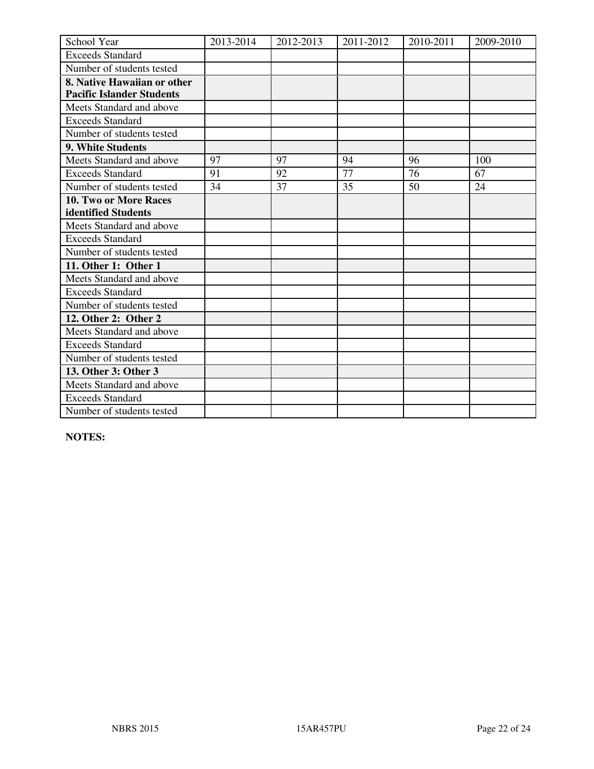| School Year | 2013-2014 | 2012-2013 | 2011-2012 | 2010-2011 | 2009-2010 |
|---|---|---|---|---|---|
| Exceeds Standard | | | | | |
| Number of students tested | | | | | |
| **8. Native Hawaiian or other Pacific Islander Students** | | | | | |
| Meets Standard and above | | | | | |
| Exceeds Standard | | | | | |
| Number of students tested | | | | | |
| **9. White Students** | | | | | |
| Meets Standard and above | 97 | 97 | 94 | 96 | 100 |
| Exceeds Standard | 91 | 92 | 77 | 76 | 67 |
| Number of students tested | 34 | 37 | 35 | 50 | 24 |
| **10. Two or More Races identified Students** | | | | | |
| Meets Standard and above | | | | | |
| Exceeds Standard | | | | | |
| Number of students tested | | | | | |
| **11. Other 1: Other 1** | | | | | |
| Meets Standard and above | | | | | |
| Exceeds Standard | | | | | |
| Number of students tested | | | | | |
| **12. Other 2: Other 2** | | | | | |
| Meets Standard and above | | | | | |
| Exceeds Standard | | | | | |
| Number of students tested | | | | | |
| **13. Other 3: Other 3** | | | | | |
| Meets Standard and above | | | | | |
| Exceeds Standard | | | | | |
| Number of students tested | | | | | |

**NOTES:**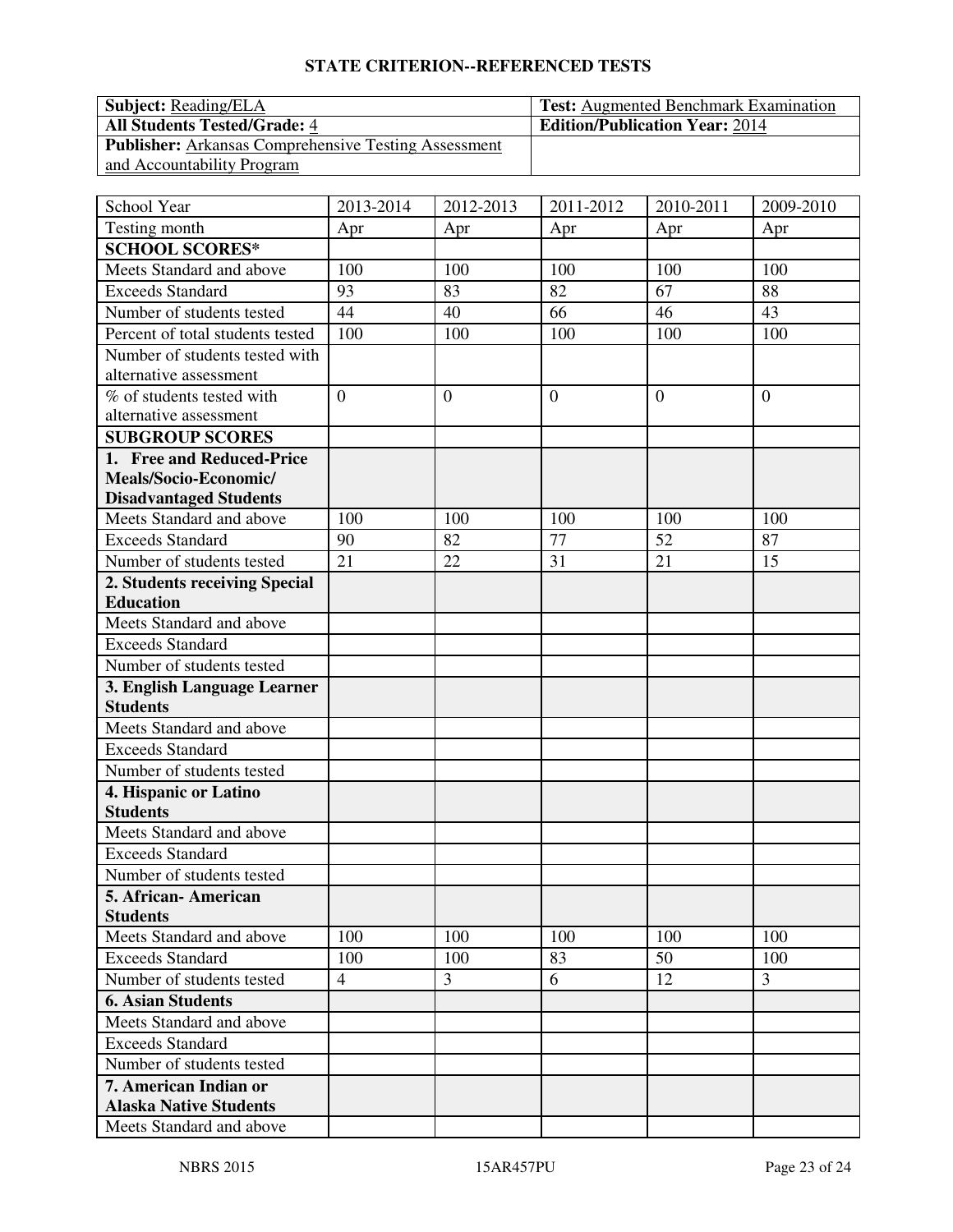## STATE CRITERION--REFERENCED TESTS

| **Subject:** Reading/ELA | **Test:** Augmented Benchmark Examination |
|---|---|
| **All Students Tested/Grade:** 4 | **Edition/Publication Year:** 2014 |
| **Publisher:** Arkansas Comprehensive Testing Assessment and Accountability Program | |

| School Year | 2013-2014 | 2012-2013 | 2011-2012 | 2010-2011 | 2009-2010 |
|---|---|---|---|---|---|
| Testing month | Apr | Apr | Apr | Apr | Apr |
| **SCHOOL SCORES*** | | | | | |
| Meets Standard and above | 100 | 100 | 100 | 100 | 100 |
| Exceeds Standard | 93 | 83 | 82 | 67 | 88 |
| Number of students tested | 44 | 40 | 66 | 46 | 43 |
| Percent of total students tested | 100 | 100 | 100 | 100 | 100 |
| Number of students tested with alternative assessment | | | | | |
| % of students tested with alternative assessment | 0 | 0 | 0 | 0 | 0 |
| **SUBGROUP SCORES** | | | | | |
| **1. Free and Reduced-Price Meals/Socio-Economic/ Disadvantaged Students** | | | | | |
| Meets Standard and above | 100 | 100 | 100 | 100 | 100 |
| Exceeds Standard | 90 | 82 | 77 | 52 | 87 |
| Number of students tested | 21 | 22 | 31 | 21 | 15 |
| **2. Students receiving Special Education** | | | | | |
| Meets Standard and above | | | | | |
| Exceeds Standard | | | | | |
| Number of students tested | | | | | |
| **3. English Language Learner Students** | | | | | |
| Meets Standard and above | | | | | |
| Exceeds Standard | | | | | |
| Number of students tested | | | | | |
| **4. Hispanic or Latino Students** | | | | | |
| Meets Standard and above | | | | | |
| Exceeds Standard | | | | | |
| Number of students tested | | | | | |
| **5. African- American Students** | | | | | |
| Meets Standard and above | 100 | 100 | 100 | 100 | 100 |
| Exceeds Standard | 100 | 100 | 83 | 50 | 100 |
| Number of students tested | 4 | 3 | 6 | 12 | 3 |
| **6. Asian Students** | | | | | |
| Meets Standard and above | | | | | |
| Exceeds Standard | | | | | |
| Number of students tested | | | | | |
| **7. American Indian or Alaska Native Students** | | | | | |
| Meets Standard and above | | | | | |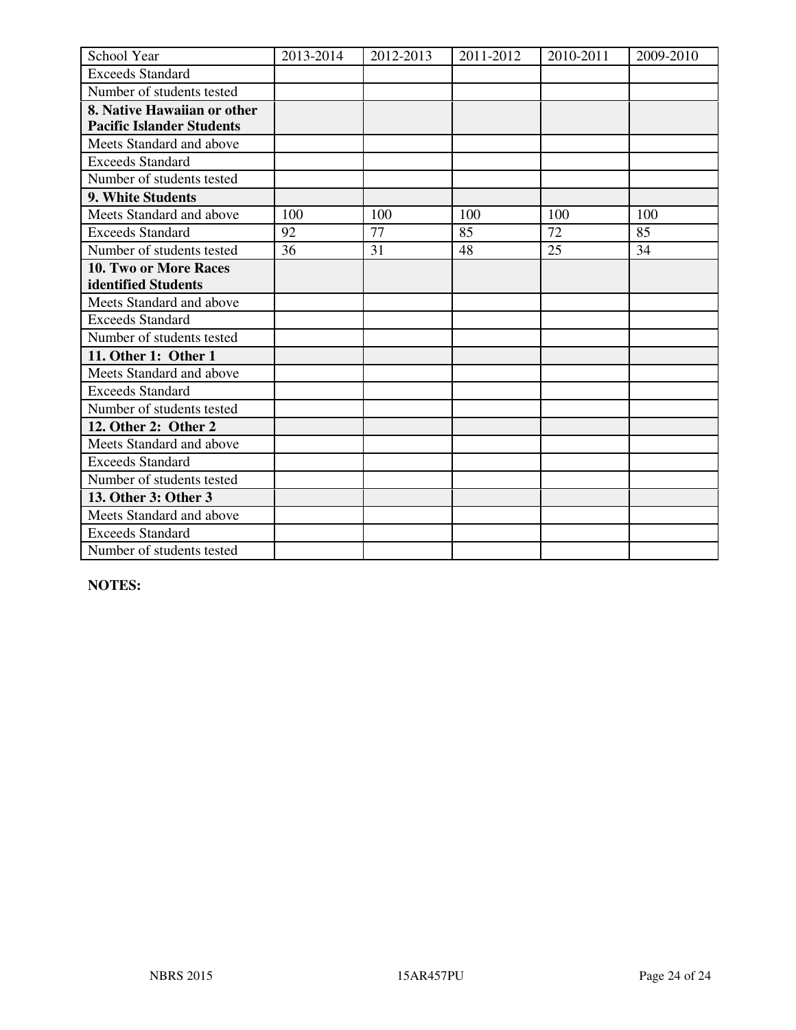| School Year | 2013-2014 | 2012-2013 | 2011-2012 | 2010-2011 | 2009-2010 |
| --- | --- | --- | --- | --- | --- |
| Exceeds Standard | | | | | |
| Number of students tested | | | | | |
| **8. Native Hawaiian or other Pacific Islander Students** | | | | | |
| Meets Standard and above | | | | | |
| Exceeds Standard | | | | | |
| Number of students tested | | | | | |
| **9. White Students** | | | | | |
| Meets Standard and above | 100 | 100 | 100 | 100 | 100 |
| Exceeds Standard | 92 | 77 | 85 | 72 | 85 |
| Number of students tested | 36 | 31 | 48 | 25 | 34 |
| **10. Two or More Races identified Students** | | | | | |
| Meets Standard and above | | | | | |
| Exceeds Standard | | | | | |
| Number of students tested | | | | | |
| **11. Other 1: Other 1** | | | | | |
| Meets Standard and above | | | | | |
| Exceeds Standard | | | | | |
| Number of students tested | | | | | |
| **12. Other 2: Other 2** | | | | | |
| Meets Standard and above | | | | | |
| Exceeds Standard | | | | | |
| Number of students tested | | | | | |
| **13. Other 3: Other 3** | | | | | |
| Meets Standard and above | | | | | |
| Exceeds Standard | | | | | |
| Number of students tested | | | | | |

**NOTES:**